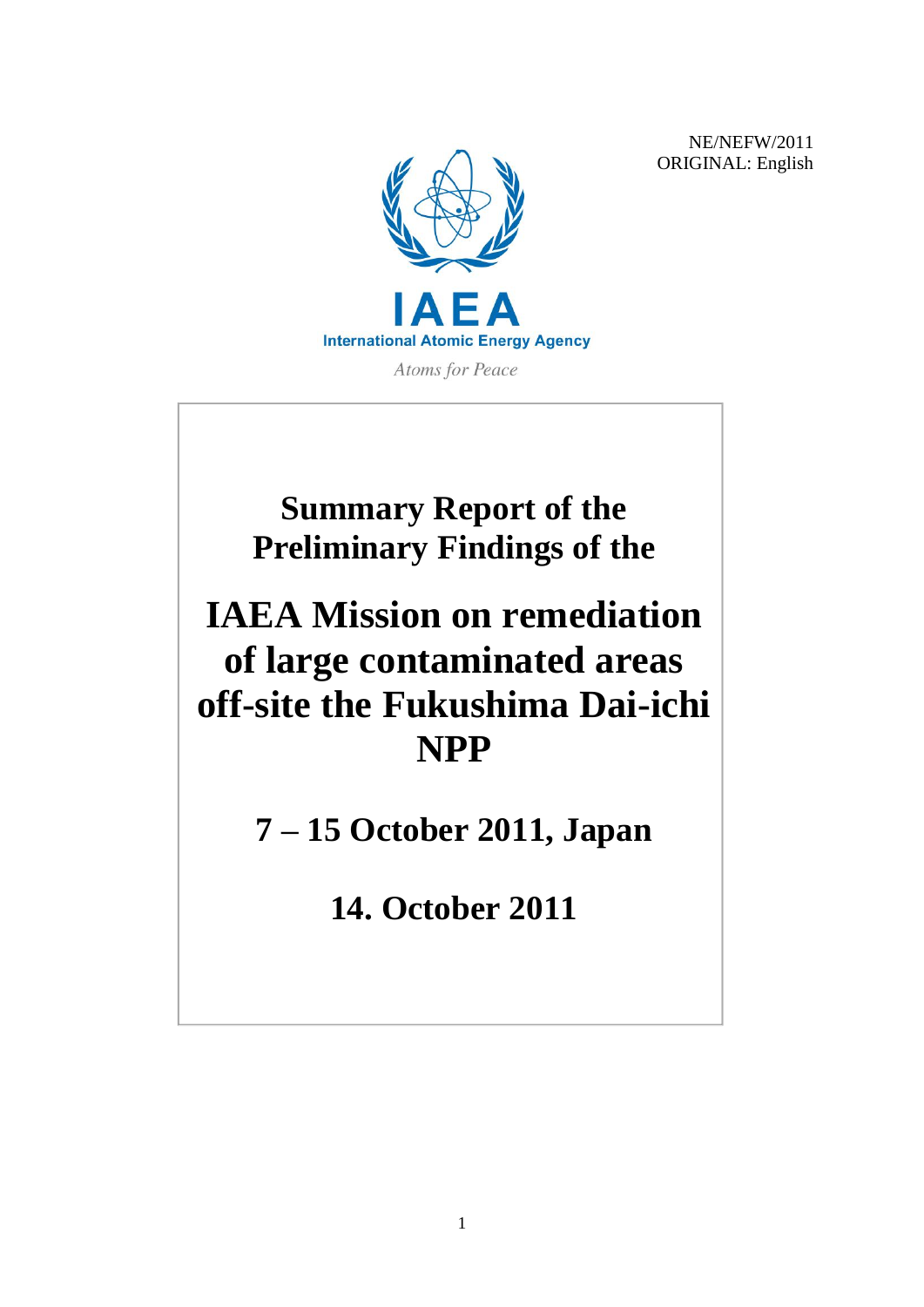NE/NEFW/2011
ORIGINAL: English

**IAEA**
**International Atomic Energy Agency**
*Atoms for Peace*

# Summary Report of the Preliminary Findings of the

# IAEA Mission on remediation of large contaminated areas off-site the Fukushima Dai-ichi NPP

## 7 – 15 October 2011, Japan

## 14. October 2011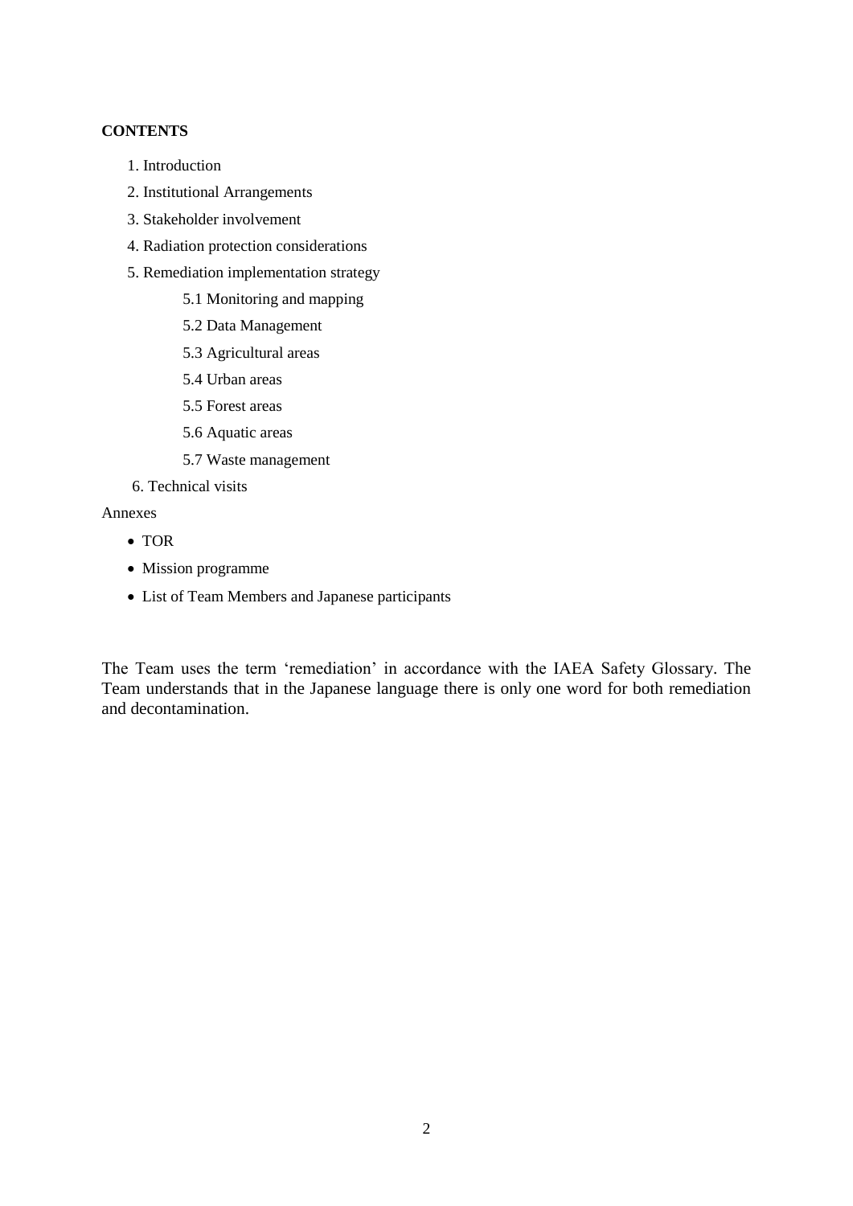**CONTENTS**

1. Introduction
2. Institutional Arrangements
3. Stakeholder involvement
4. Radiation protection considerations
5. Remediation implementation strategy
    - 5.1 Monitoring and mapping
    - 5.2 Data Management
    - 5.3 Agricultural areas
    - 5.4 Urban areas
    - 5.5 Forest areas
    - 5.6 Aquatic areas
    - 5.7 Waste management
6. Technical visits

Annexes

- TOR
- Mission programme
- List of Team Members and Japanese participants

The Team uses the term 'remediation' in accordance with the IAEA Safety Glossary. The Team understands that in the Japanese language there is only one word for both remediation and decontamination.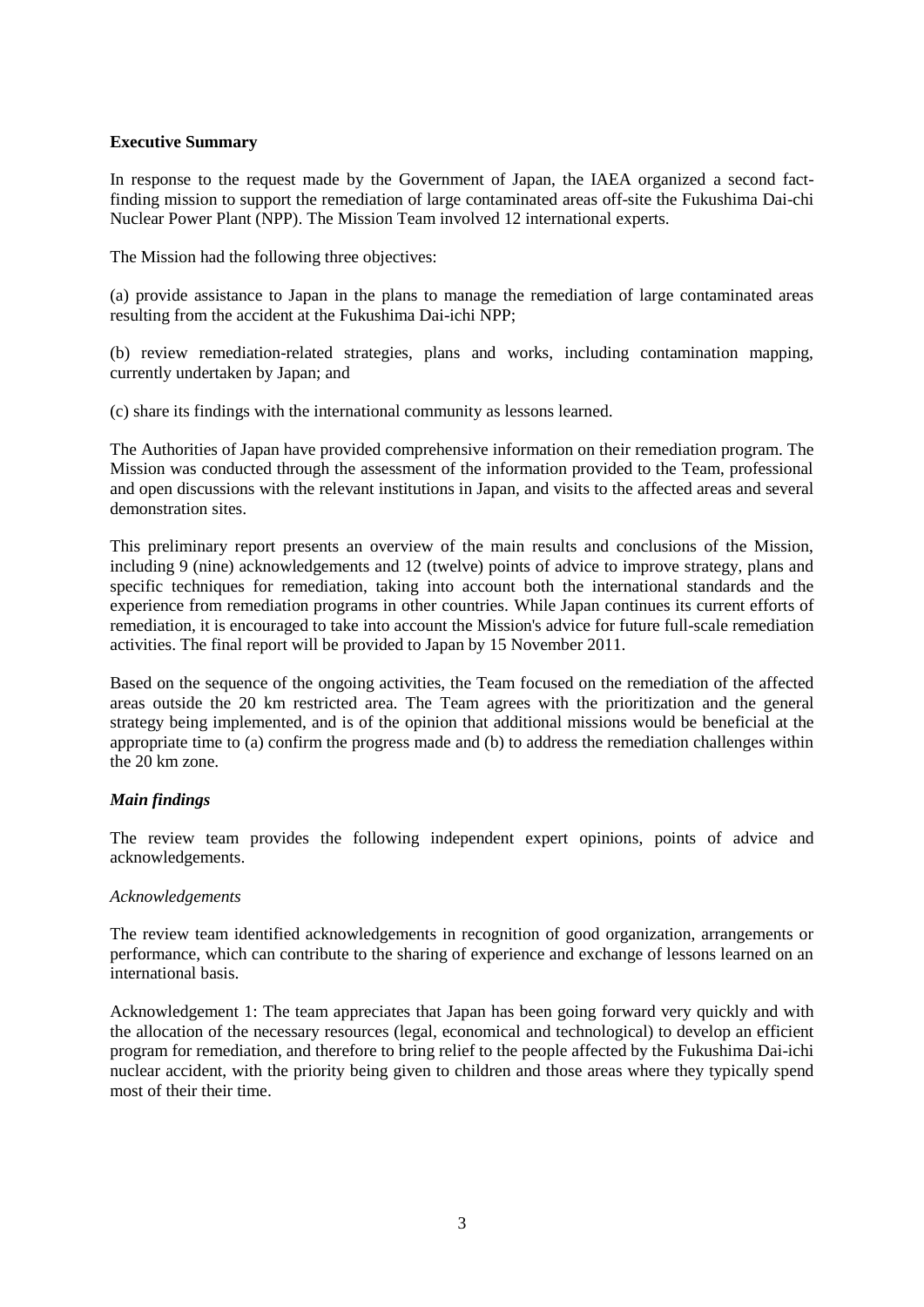## Executive Summary

In response to the request made by the Government of Japan, the IAEA organized a second fact-finding mission to support the remediation of large contaminated areas off-site the Fukushima Dai-chi Nuclear Power Plant (NPP). The Mission Team involved 12 international experts.

The Mission had the following three objectives:

(a) provide assistance to Japan in the plans to manage the remediation of large contaminated areas resulting from the accident at the Fukushima Dai-ichi NPP;

(b) review remediation-related strategies, plans and works, including contamination mapping, currently undertaken by Japan; and

(c) share its findings with the international community as lessons learned.

The Authorities of Japan have provided comprehensive information on their remediation program. The Mission was conducted through the assessment of the information provided to the Team, professional and open discussions with the relevant institutions in Japan, and visits to the affected areas and several demonstration sites.

This preliminary report presents an overview of the main results and conclusions of the Mission, including 9 (nine) acknowledgements and 12 (twelve) points of advice to improve strategy, plans and specific techniques for remediation, taking into account both the international standards and the experience from remediation programs in other countries. While Japan continues its current efforts of remediation, it is encouraged to take into account the Mission's advice for future full-scale remediation activities. The final report will be provided to Japan by 15 November 2011.

Based on the sequence of the ongoing activities, the Team focused on the remediation of the affected areas outside the 20 km restricted area. The Team agrees with the prioritization and the general strategy being implemented, and is of the opinion that additional missions would be beneficial at the appropriate time to (a) confirm the progress made and (b) to address the remediation challenges within the 20 km zone.

### *Main findings*

The review team provides the following independent expert opinions, points of advice and acknowledgements.

#### *Acknowledgements*

The review team identified acknowledgements in recognition of good organization, arrangements or performance, which can contribute to the sharing of experience and exchange of lessons learned on an international basis.

Acknowledgement 1: The team appreciates that Japan has been going forward very quickly and with the allocation of the necessary resources (legal, economical and technological) to develop an efficient program for remediation, and therefore to bring relief to the people affected by the Fukushima Dai-ichi nuclear accident, with the priority being given to children and those areas where they typically spend most of their their time.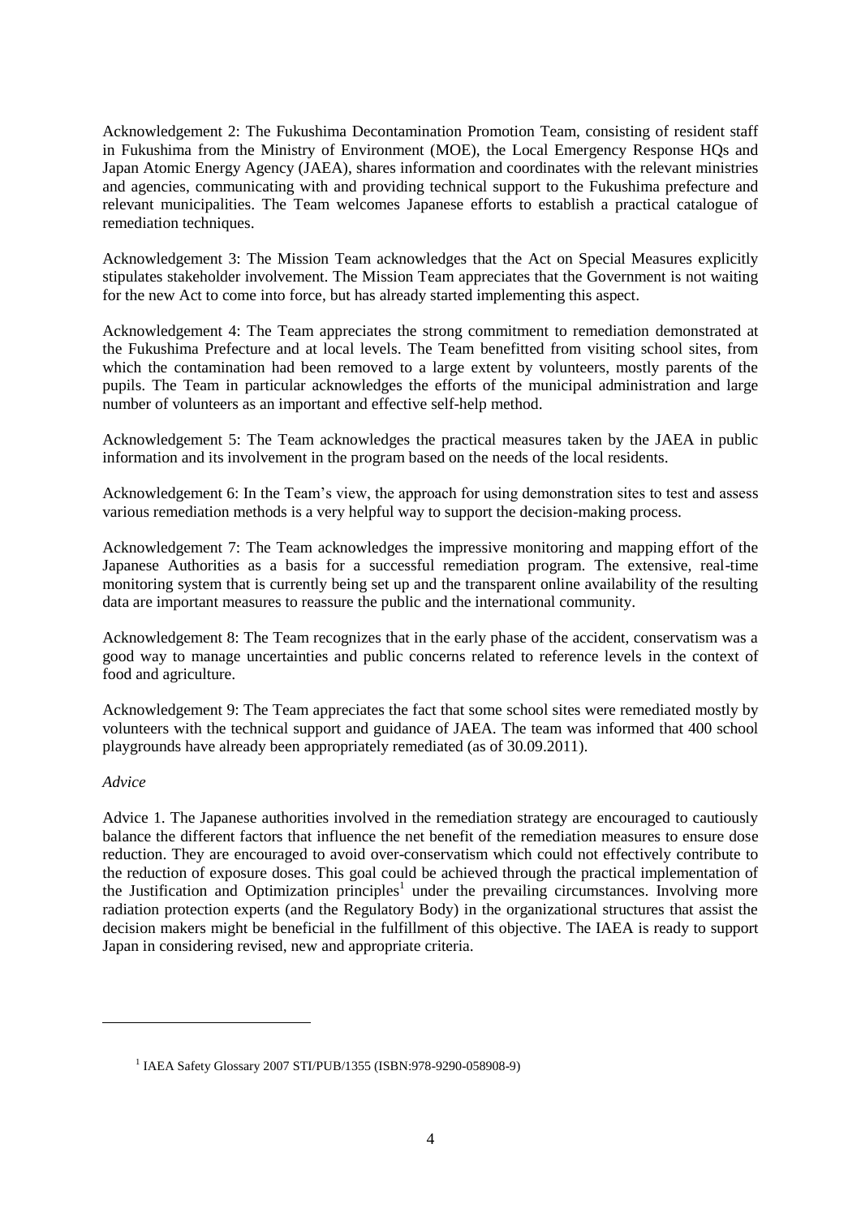Acknowledgement 2: The Fukushima Decontamination Promotion Team, consisting of resident staff in Fukushima from the Ministry of Environment (MOE), the Local Emergency Response HQs and Japan Atomic Energy Agency (JAEA), shares information and coordinates with the relevant ministries and agencies, communicating with and providing technical support to the Fukushima prefecture and relevant municipalities. The Team welcomes Japanese efforts to establish a practical catalogue of remediation techniques.

Acknowledgement 3: The Mission Team acknowledges that the Act on Special Measures explicitly stipulates stakeholder involvement. The Mission Team appreciates that the Government is not waiting for the new Act to come into force, but has already started implementing this aspect.

Acknowledgement 4: The Team appreciates the strong commitment to remediation demonstrated at the Fukushima Prefecture and at local levels. The Team benefitted from visiting school sites, from which the contamination had been removed to a large extent by volunteers, mostly parents of the pupils. The Team in particular acknowledges the efforts of the municipal administration and large number of volunteers as an important and effective self-help method.

Acknowledgement 5: The Team acknowledges the practical measures taken by the JAEA in public information and its involvement in the program based on the needs of the local residents.

Acknowledgement 6: In the Team's view, the approach for using demonstration sites to test and assess various remediation methods is a very helpful way to support the decision-making process.

Acknowledgement 7: The Team acknowledges the impressive monitoring and mapping effort of the Japanese Authorities as a basis for a successful remediation program. The extensive, real-time monitoring system that is currently being set up and the transparent online availability of the resulting data are important measures to reassure the public and the international community.

Acknowledgement 8: The Team recognizes that in the early phase of the accident, conservatism was a good way to manage uncertainties and public concerns related to reference levels in the context of food and agriculture.

Acknowledgement 9: The Team appreciates the fact that some school sites were remediated mostly by volunteers with the technical support and guidance of JAEA. The team was informed that 400 school playgrounds have already been appropriately remediated (as of 30.09.2011).

*Advice*

Advice 1. The Japanese authorities involved in the remediation strategy are encouraged to cautiously balance the different factors that influence the net benefit of the remediation measures to ensure dose reduction. They are encouraged to avoid over-conservatism which could not effectively contribute to the reduction of exposure doses. This goal could be achieved through the practical implementation of the Justification and Optimization principles[1] under the prevailing circumstances. Involving more radiation protection experts (and the Regulatory Body) in the organizational structures that assist the decision makers might be beneficial in the fulfillment of this objective. The IAEA is ready to support Japan in considering revised, new and appropriate criteria.

---

[1] IAEA Safety Glossary 2007 STI/PUB/1355 (ISBN:978-9290-058908-9)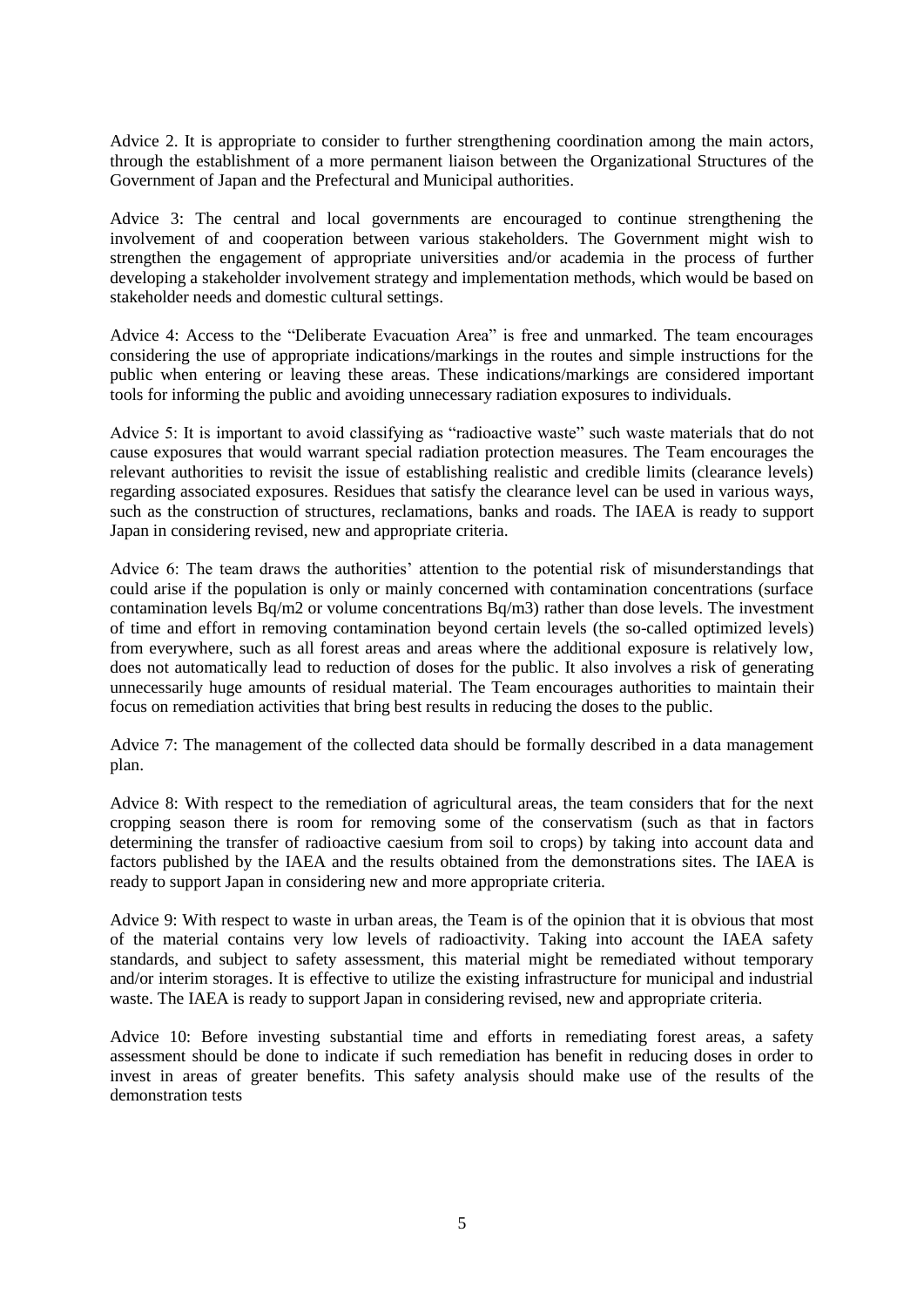Advice 2. It is appropriate to consider to further strengthening coordination among the main actors, through the establishment of a more permanent liaison between the Organizational Structures of the Government of Japan and the Prefectural and Municipal authorities.

Advice 3: The central and local governments are encouraged to continue strengthening the involvement of and cooperation between various stakeholders. The Government might wish to strengthen the engagement of appropriate universities and/or academia in the process of further developing a stakeholder involvement strategy and implementation methods, which would be based on stakeholder needs and domestic cultural settings.

Advice 4: Access to the "Deliberate Evacuation Area" is free and unmarked. The team encourages considering the use of appropriate indications/markings in the routes and simple instructions for the public when entering or leaving these areas. These indications/markings are considered important tools for informing the public and avoiding unnecessary radiation exposures to individuals.

Advice 5: It is important to avoid classifying as "radioactive waste" such waste materials that do not cause exposures that would warrant special radiation protection measures. The Team encourages the relevant authorities to revisit the issue of establishing realistic and credible limits (clearance levels) regarding associated exposures. Residues that satisfy the clearance level can be used in various ways, such as the construction of structures, reclamations, banks and roads. The IAEA is ready to support Japan in considering revised, new and appropriate criteria.

Advice 6: The team draws the authorities' attention to the potential risk of misunderstandings that could arise if the population is only or mainly concerned with contamination concentrations (surface contamination levels $Bq/m^2$ or volume concentrations $Bq/m^3$) rather than dose levels. The investment of time and effort in removing contamination beyond certain levels (the so-called optimized levels) from everywhere, such as all forest areas and areas where the additional exposure is relatively low, does not automatically lead to reduction of doses for the public. It also involves a risk of generating unnecessarily huge amounts of residual material. The Team encourages authorities to maintain their focus on remediation activities that bring best results in reducing the doses to the public.

Advice 7: The management of the collected data should be formally described in a data management plan.

Advice 8: With respect to the remediation of agricultural areas, the team considers that for the next cropping season there is room for removing some of the conservatism (such as that in factors determining the transfer of radioactive caesium from soil to crops) by taking into account data and factors published by the IAEA and the results obtained from the demonstrations sites. The IAEA is ready to support Japan in considering new and more appropriate criteria.

Advice 9: With respect to waste in urban areas, the Team is of the opinion that it is obvious that most of the material contains very low levels of radioactivity. Taking into account the IAEA safety standards, and subject to safety assessment, this material might be remediated without temporary and/or interim storages. It is effective to utilize the existing infrastructure for municipal and industrial waste. The IAEA is ready to support Japan in considering revised, new and appropriate criteria.

Advice 10: Before investing substantial time and efforts in remediating forest areas, a safety assessment should be done to indicate if such remediation has benefit in reducing doses in order to invest in areas of greater benefits. This safety analysis should make use of the results of the demonstration tests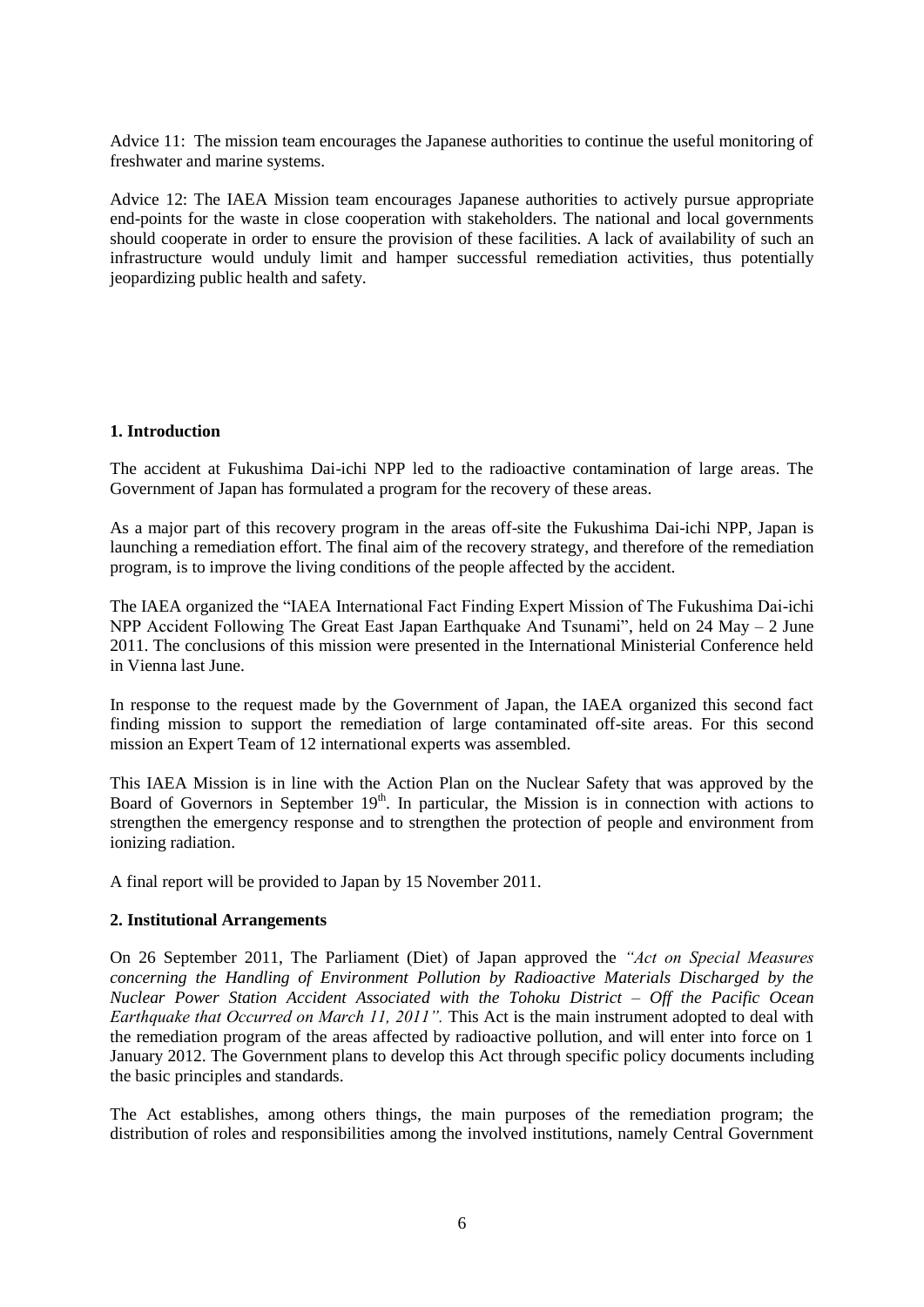Advice 11: The mission team encourages the Japanese authorities to continue the useful monitoring of freshwater and marine systems.

Advice 12: The IAEA Mission team encourages Japanese authorities to actively pursue appropriate end-points for the waste in close cooperation with stakeholders. The national and local governments should cooperate in order to ensure the provision of these facilities. A lack of availability of such an infrastructure would unduly limit and hamper successful remediation activities, thus potentially jeopardizing public health and safety.

## 1. Introduction

The accident at Fukushima Dai-ichi NPP led to the radioactive contamination of large areas. The Government of Japan has formulated a program for the recovery of these areas.

As a major part of this recovery program in the areas off-site the Fukushima Dai-ichi NPP, Japan is launching a remediation effort. The final aim of the recovery strategy, and therefore of the remediation program, is to improve the living conditions of the people affected by the accident.

The IAEA organized the "IAEA International Fact Finding Expert Mission of The Fukushima Dai-ichi NPP Accident Following The Great East Japan Earthquake And Tsunami", held on 24 May – 2 June 2011. The conclusions of this mission were presented in the International Ministerial Conference held in Vienna last June.

In response to the request made by the Government of Japan, the IAEA organized this second fact finding mission to support the remediation of large contaminated off-site areas. For this second mission an Expert Team of 12 international experts was assembled.

This IAEA Mission is in line with the Action Plan on the Nuclear Safety that was approved by the Board of Governors in September 19th. In particular, the Mission is in connection with actions to strengthen the emergency response and to strengthen the protection of people and environment from ionizing radiation.

A final report will be provided to Japan by 15 November 2011.

## 2. Institutional Arrangements

On 26 September 2011, The Parliament (Diet) of Japan approved the *"Act on Special Measures concerning the Handling of Environment Pollution by Radioactive Materials Discharged by the Nuclear Power Station Accident Associated with the Tohoku District – Off the Pacific Ocean Earthquake that Occurred on March 11, 2011".* This Act is the main instrument adopted to deal with the remediation program of the areas affected by radioactive pollution, and will enter into force on 1 January 2012. The Government plans to develop this Act through specific policy documents including the basic principles and standards.

The Act establishes, among others things, the main purposes of the remediation program; the distribution of roles and responsibilities among the involved institutions, namely Central Government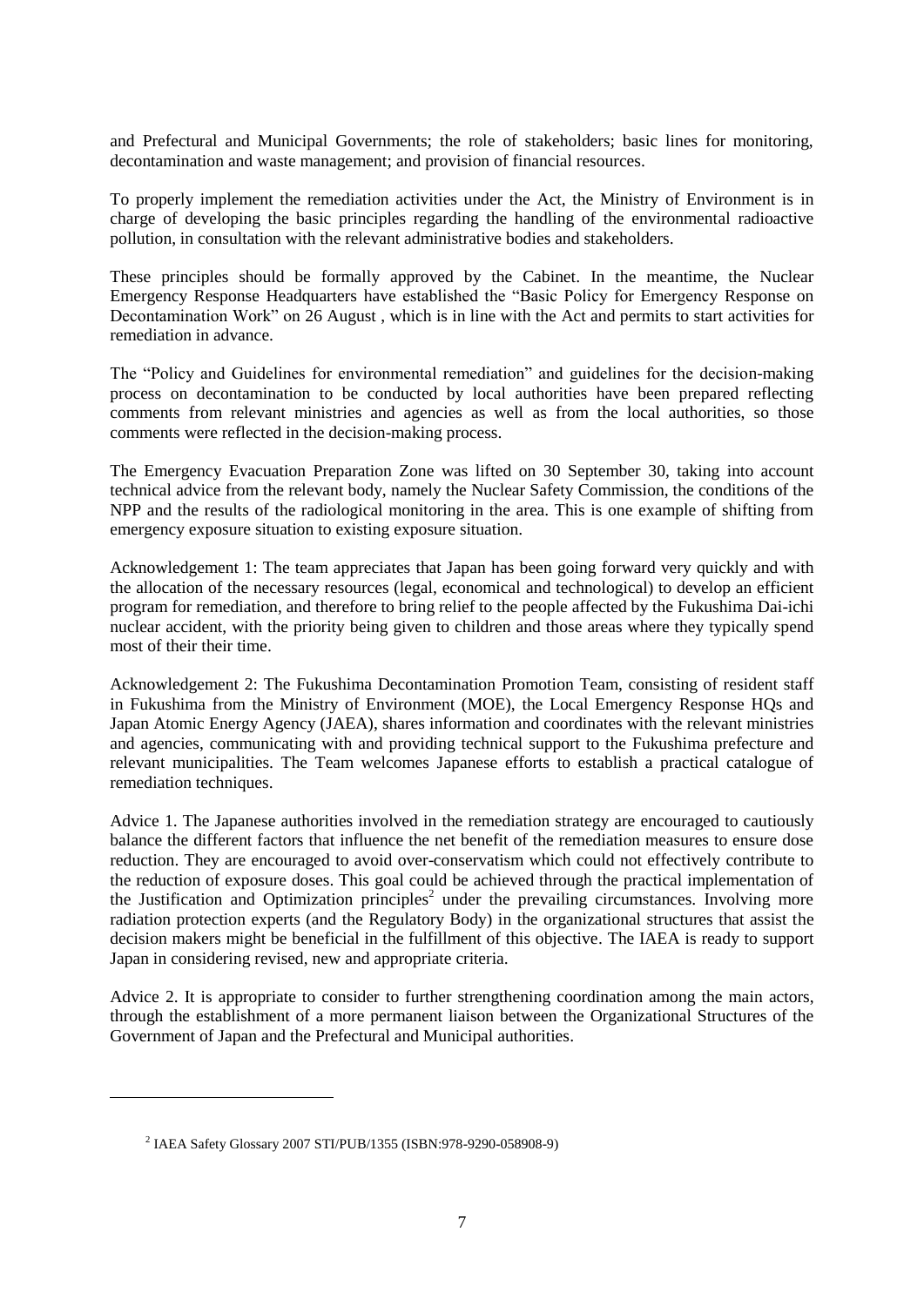and Prefectural and Municipal Governments; the role of stakeholders; basic lines for monitoring, decontamination and waste management; and provision of financial resources.

To properly implement the remediation activities under the Act, the Ministry of Environment is in charge of developing the basic principles regarding the handling of the environmental radioactive pollution, in consultation with the relevant administrative bodies and stakeholders.

These principles should be formally approved by the Cabinet. In the meantime, the Nuclear Emergency Response Headquarters have established the "Basic Policy for Emergency Response on Decontamination Work" on 26 August , which is in line with the Act and permits to start activities for remediation in advance.

The "Policy and Guidelines for environmental remediation" and guidelines for the decision-making process on decontamination to be conducted by local authorities have been prepared reflecting comments from relevant ministries and agencies as well as from the local authorities, so those comments were reflected in the decision-making process.

The Emergency Evacuation Preparation Zone was lifted on 30 September 30, taking into account technical advice from the relevant body, namely the Nuclear Safety Commission, the conditions of the NPP and the results of the radiological monitoring in the area. This is one example of shifting from emergency exposure situation to existing exposure situation.

Acknowledgement 1: The team appreciates that Japan has been going forward very quickly and with the allocation of the necessary resources (legal, economical and technological) to develop an efficient program for remediation, and therefore to bring relief to the people affected by the Fukushima Dai-ichi nuclear accident, with the priority being given to children and those areas where they typically spend most of their their time.

Acknowledgement 2: The Fukushima Decontamination Promotion Team, consisting of resident staff in Fukushima from the Ministry of Environment (MOE), the Local Emergency Response HQs and Japan Atomic Energy Agency (JAEA), shares information and coordinates with the relevant ministries and agencies, communicating with and providing technical support to the Fukushima prefecture and relevant municipalities. The Team welcomes Japanese efforts to establish a practical catalogue of remediation techniques.

Advice 1. The Japanese authorities involved in the remediation strategy are encouraged to cautiously balance the different factors that influence the net benefit of the remediation measures to ensure dose reduction. They are encouraged to avoid over-conservatism which could not effectively contribute to the reduction of exposure doses. This goal could be achieved through the practical implementation of the Justification and Optimization principles[2] under the prevailing circumstances. Involving more radiation protection experts (and the Regulatory Body) in the organizational structures that assist the decision makers might be beneficial in the fulfillment of this objective. The IAEA is ready to support Japan in considering revised, new and appropriate criteria.

Advice 2. It is appropriate to consider to further strengthening coordination among the main actors, through the establishment of a more permanent liaison between the Organizational Structures of the Government of Japan and the Prefectural and Municipal authorities.

---

[2] IAEA Safety Glossary 2007 STI/PUB/1355 (ISBN:978-9290-058908-9)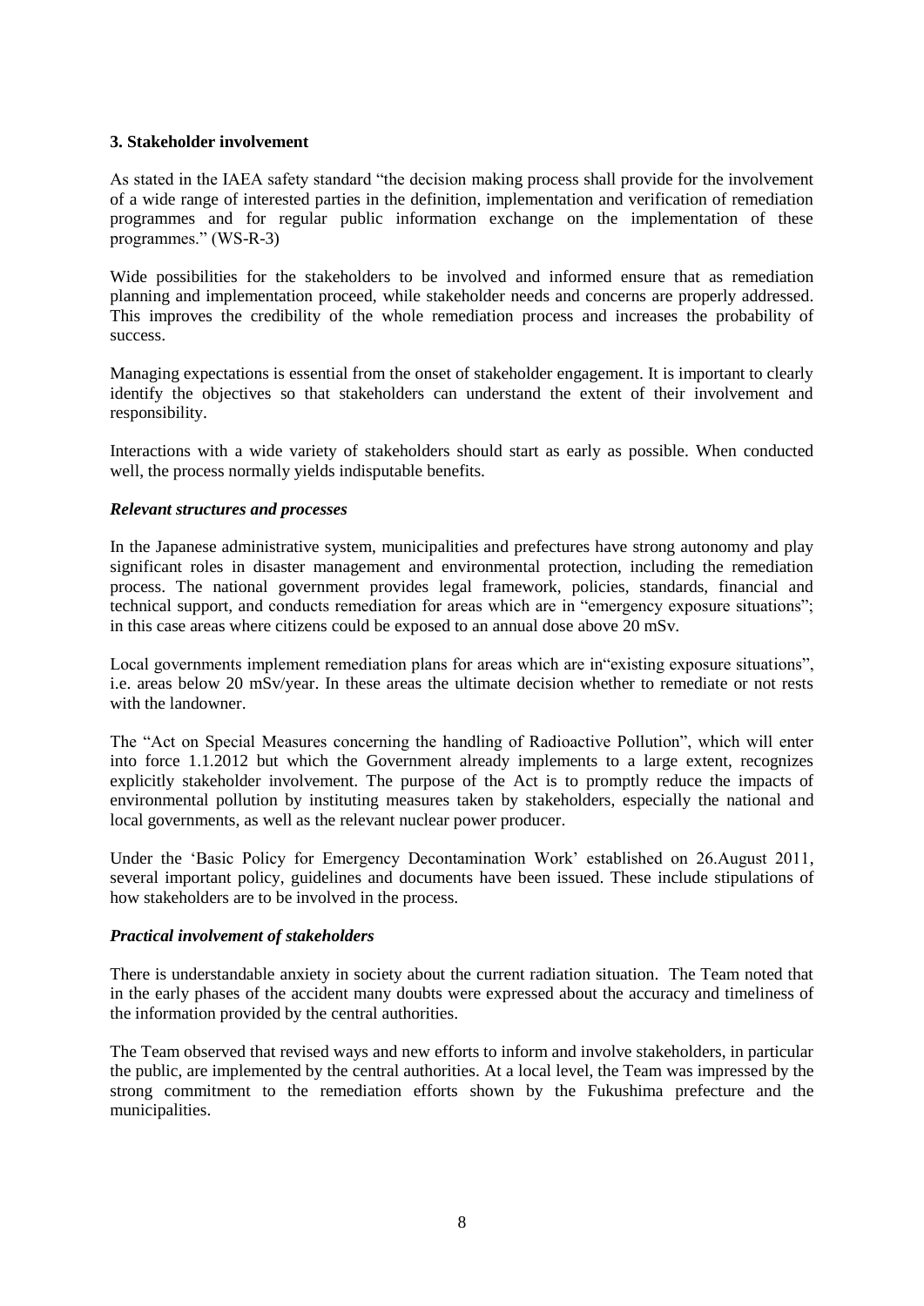## 3. Stakeholder involvement

As stated in the IAEA safety standard "the decision making process shall provide for the involvement of a wide range of interested parties in the definition, implementation and verification of remediation programmes and for regular public information exchange on the implementation of these programmes." (WS-R-3)

Wide possibilities for the stakeholders to be involved and informed ensure that as remediation planning and implementation proceed, while stakeholder needs and concerns are properly addressed. This improves the credibility of the whole remediation process and increases the probability of success.

Managing expectations is essential from the onset of stakeholder engagement. It is important to clearly identify the objectives so that stakeholders can understand the extent of their involvement and responsibility.

Interactions with a wide variety of stakeholders should start as early as possible. When conducted well, the process normally yields indisputable benefits.

### *Relevant structures and processes*

In the Japanese administrative system, municipalities and prefectures have strong autonomy and play significant roles in disaster management and environmental protection, including the remediation process. The national government provides legal framework, policies, standards, financial and technical support, and conducts remediation for areas which are in "emergency exposure situations"; in this case areas where citizens could be exposed to an annual dose above 20 mSv.

Local governments implement remediation plans for areas which are in"existing exposure situations", i.e. areas below 20 mSv/year. In these areas the ultimate decision whether to remediate or not rests with the landowner.

The "Act on Special Measures concerning the handling of Radioactive Pollution", which will enter into force 1.1.2012 but which the Government already implements to a large extent, recognizes explicitly stakeholder involvement. The purpose of the Act is to promptly reduce the impacts of environmental pollution by instituting measures taken by stakeholders, especially the national and local governments, as well as the relevant nuclear power producer.

Under the 'Basic Policy for Emergency Decontamination Work' established on 26.August 2011, several important policy, guidelines and documents have been issued. These include stipulations of how stakeholders are to be involved in the process.

### *Practical involvement of stakeholders*

There is understandable anxiety in society about the current radiation situation. The Team noted that in the early phases of the accident many doubts were expressed about the accuracy and timeliness of the information provided by the central authorities.

The Team observed that revised ways and new efforts to inform and involve stakeholders, in particular the public, are implemented by the central authorities. At a local level, the Team was impressed by the strong commitment to the remediation efforts shown by the Fukushima prefecture and the municipalities.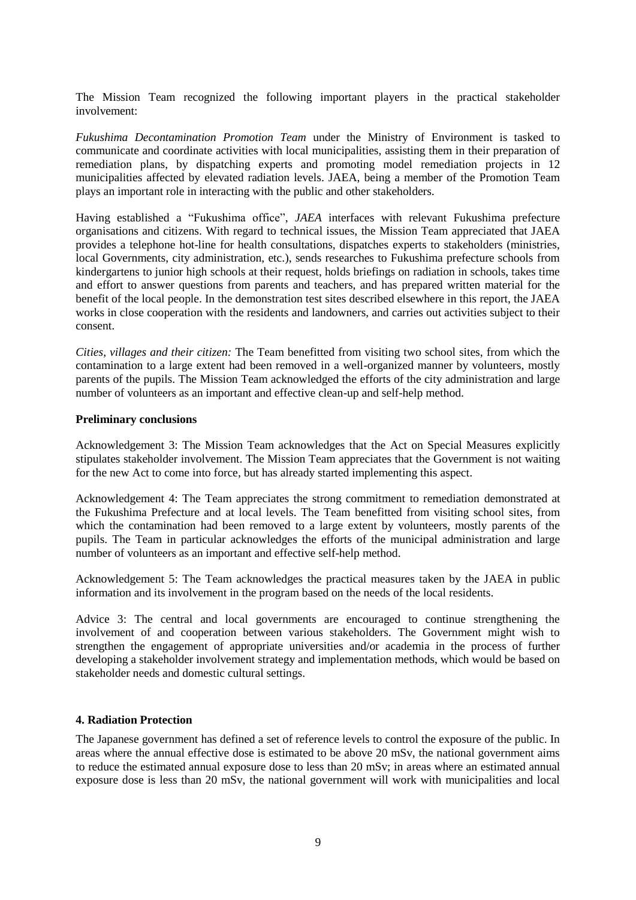The Mission Team recognized the following important players in the practical stakeholder involvement:

*Fukushima Decontamination Promotion Team* under the Ministry of Environment is tasked to communicate and coordinate activities with local municipalities, assisting them in their preparation of remediation plans, by dispatching experts and promoting model remediation projects in 12 municipalities affected by elevated radiation levels. JAEA, being a member of the Promotion Team plays an important role in interacting with the public and other stakeholders.

Having established a "Fukushima office", *JAEA* interfaces with relevant Fukushima prefecture organisations and citizens. With regard to technical issues, the Mission Team appreciated that JAEA provides a telephone hot-line for health consultations, dispatches experts to stakeholders (ministries, local Governments, city administration, etc.), sends researches to Fukushima prefecture schools from kindergartens to junior high schools at their request, holds briefings on radiation in schools, takes time and effort to answer questions from parents and teachers, and has prepared written material for the benefit of the local people. In the demonstration test sites described elsewhere in this report, the JAEA works in close cooperation with the residents and landowners, and carries out activities subject to their consent.

*Cities, villages and their citizen:* The Team benefitted from visiting two school sites, from which the contamination to a large extent had been removed in a well-organized manner by volunteers, mostly parents of the pupils. The Mission Team acknowledged the efforts of the city administration and large number of volunteers as an important and effective clean-up and self-help method.

**Preliminary conclusions**

Acknowledgement 3: The Mission Team acknowledges that the Act on Special Measures explicitly stipulates stakeholder involvement. The Mission Team appreciates that the Government is not waiting for the new Act to come into force, but has already started implementing this aspect.

Acknowledgement 4: The Team appreciates the strong commitment to remediation demonstrated at the Fukushima Prefecture and at local levels. The Team benefitted from visiting school sites, from which the contamination had been removed to a large extent by volunteers, mostly parents of the pupils. The Team in particular acknowledges the efforts of the municipal administration and large number of volunteers as an important and effective self-help method.

Acknowledgement 5: The Team acknowledges the practical measures taken by the JAEA in public information and its involvement in the program based on the needs of the local residents.

Advice 3: The central and local governments are encouraged to continue strengthening the involvement of and cooperation between various stakeholders. The Government might wish to strengthen the engagement of appropriate universities and/or academia in the process of further developing a stakeholder involvement strategy and implementation methods, which would be based on stakeholder needs and domestic cultural settings.

## 4. Radiation Protection

The Japanese government has defined a set of reference levels to control the exposure of the public. In areas where the annual effective dose is estimated to be above 20 mSv, the national government aims to reduce the estimated annual exposure dose to less than 20 mSv; in areas where an estimated annual exposure dose is less than 20 mSv, the national government will work with municipalities and local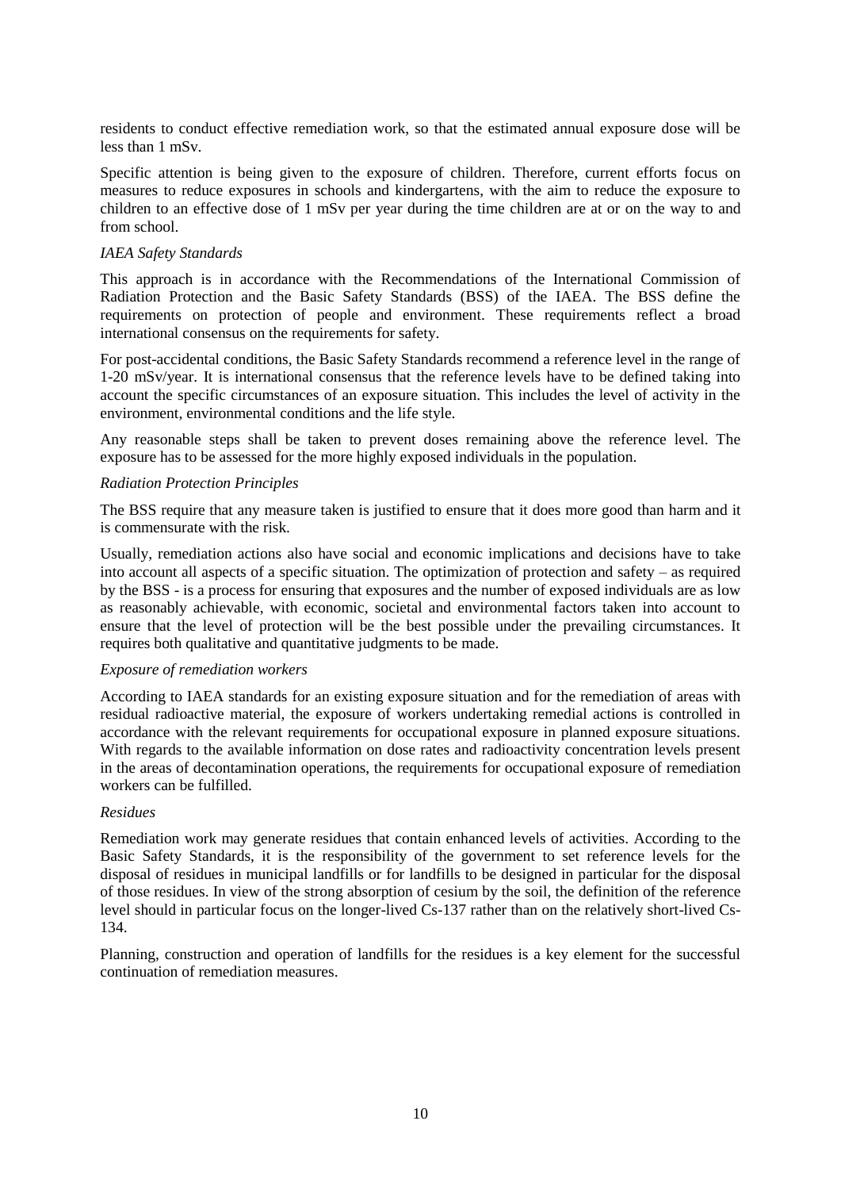residents to conduct effective remediation work, so that the estimated annual exposure dose will be less than 1 mSv.

Specific attention is being given to the exposure of children. Therefore, current efforts focus on measures to reduce exposures in schools and kindergartens, with the aim to reduce the exposure to children to an effective dose of 1 mSv per year during the time children are at or on the way to and from school.

*IAEA Safety Standards*

This approach is in accordance with the Recommendations of the International Commission of Radiation Protection and the Basic Safety Standards (BSS) of the IAEA. The BSS define the requirements on protection of people and environment. These requirements reflect a broad international consensus on the requirements for safety.

For post-accidental conditions, the Basic Safety Standards recommend a reference level in the range of 1-20 mSv/year. It is international consensus that the reference levels have to be defined taking into account the specific circumstances of an exposure situation. This includes the level of activity in the environment, environmental conditions and the life style.

Any reasonable steps shall be taken to prevent doses remaining above the reference level. The exposure has to be assessed for the more highly exposed individuals in the population.

*Radiation Protection Principles*

The BSS require that any measure taken is justified to ensure that it does more good than harm and it is commensurate with the risk.

Usually, remediation actions also have social and economic implications and decisions have to take into account all aspects of a specific situation. The optimization of protection and safety – as required by the BSS - is a process for ensuring that exposures and the number of exposed individuals are as low as reasonably achievable, with economic, societal and environmental factors taken into account to ensure that the level of protection will be the best possible under the prevailing circumstances. It requires both qualitative and quantitative judgments to be made.

*Exposure of remediation workers*

According to IAEA standards for an existing exposure situation and for the remediation of areas with residual radioactive material, the exposure of workers undertaking remedial actions is controlled in accordance with the relevant requirements for occupational exposure in planned exposure situations. With regards to the available information on dose rates and radioactivity concentration levels present in the areas of decontamination operations, the requirements for occupational exposure of remediation workers can be fulfilled.

*Residues*

Remediation work may generate residues that contain enhanced levels of activities. According to the Basic Safety Standards, it is the responsibility of the government to set reference levels for the disposal of residues in municipal landfills or for landfills to be designed in particular for the disposal of those residues. In view of the strong absorption of cesium by the soil, the definition of the reference level should in particular focus on the longer-lived Cs-137 rather than on the relatively short-lived Cs-134.

Planning, construction and operation of landfills for the residues is a key element for the successful continuation of remediation measures.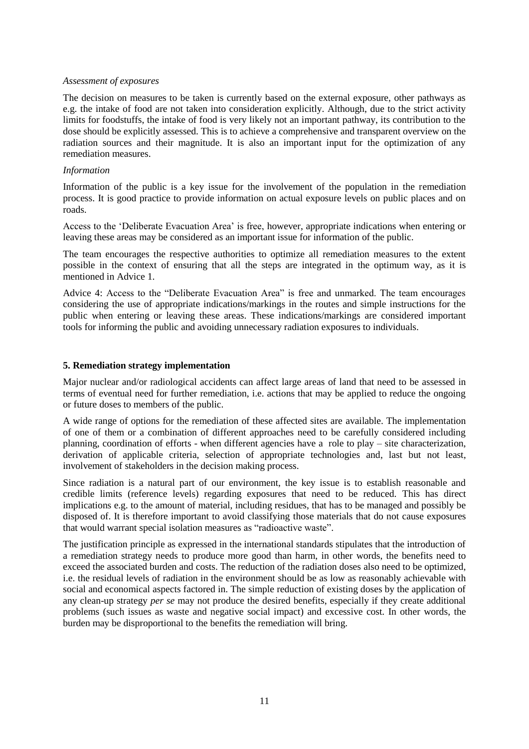*Assessment of exposures*

The decision on measures to be taken is currently based on the external exposure, other pathways as e.g. the intake of food are not taken into consideration explicitly. Although, due to the strict activity limits for foodstuffs, the intake of food is very likely not an important pathway, its contribution to the dose should be explicitly assessed. This is to achieve a comprehensive and transparent overview on the radiation sources and their magnitude. It is also an important input for the optimization of any remediation measures.

*Information*

Information of the public is a key issue for the involvement of the population in the remediation process. It is good practice to provide information on actual exposure levels on public places and on roads.

Access to the 'Deliberate Evacuation Area' is free, however, appropriate indications when entering or leaving these areas may be considered as an important issue for information of the public.

The team encourages the respective authorities to optimize all remediation measures to the extent possible in the context of ensuring that all the steps are integrated in the optimum way, as it is mentioned in Advice 1.

Advice 4: Access to the "Deliberate Evacuation Area" is free and unmarked. The team encourages considering the use of appropriate indications/markings in the routes and simple instructions for the public when entering or leaving these areas. These indications/markings are considered important tools for informing the public and avoiding unnecessary radiation exposures to individuals.

## 5. Remediation strategy implementation

Major nuclear and/or radiological accidents can affect large areas of land that need to be assessed in terms of eventual need for further remediation, i.e. actions that may be applied to reduce the ongoing or future doses to members of the public.

A wide range of options for the remediation of these affected sites are available. The implementation of one of them or a combination of different approaches need to be carefully considered including planning, coordination of efforts - when different agencies have a role to play – site characterization, derivation of applicable criteria, selection of appropriate technologies and, last but not least, involvement of stakeholders in the decision making process.

Since radiation is a natural part of our environment, the key issue is to establish reasonable and credible limits (reference levels) regarding exposures that need to be reduced. This has direct implications e.g. to the amount of material, including residues, that has to be managed and possibly be disposed of. It is therefore important to avoid classifying those materials that do not cause exposures that would warrant special isolation measures as "radioactive waste".

The justification principle as expressed in the international standards stipulates that the introduction of a remediation strategy needs to produce more good than harm, in other words, the benefits need to exceed the associated burden and costs. The reduction of the radiation doses also need to be optimized, i.e. the residual levels of radiation in the environment should be as low as reasonably achievable with social and economical aspects factored in. The simple reduction of existing doses by the application of any clean-up strategy *per se* may not produce the desired benefits, especially if they create additional problems (such issues as waste and negative social impact) and excessive cost. In other words, the burden may be disproportional to the benefits the remediation will bring.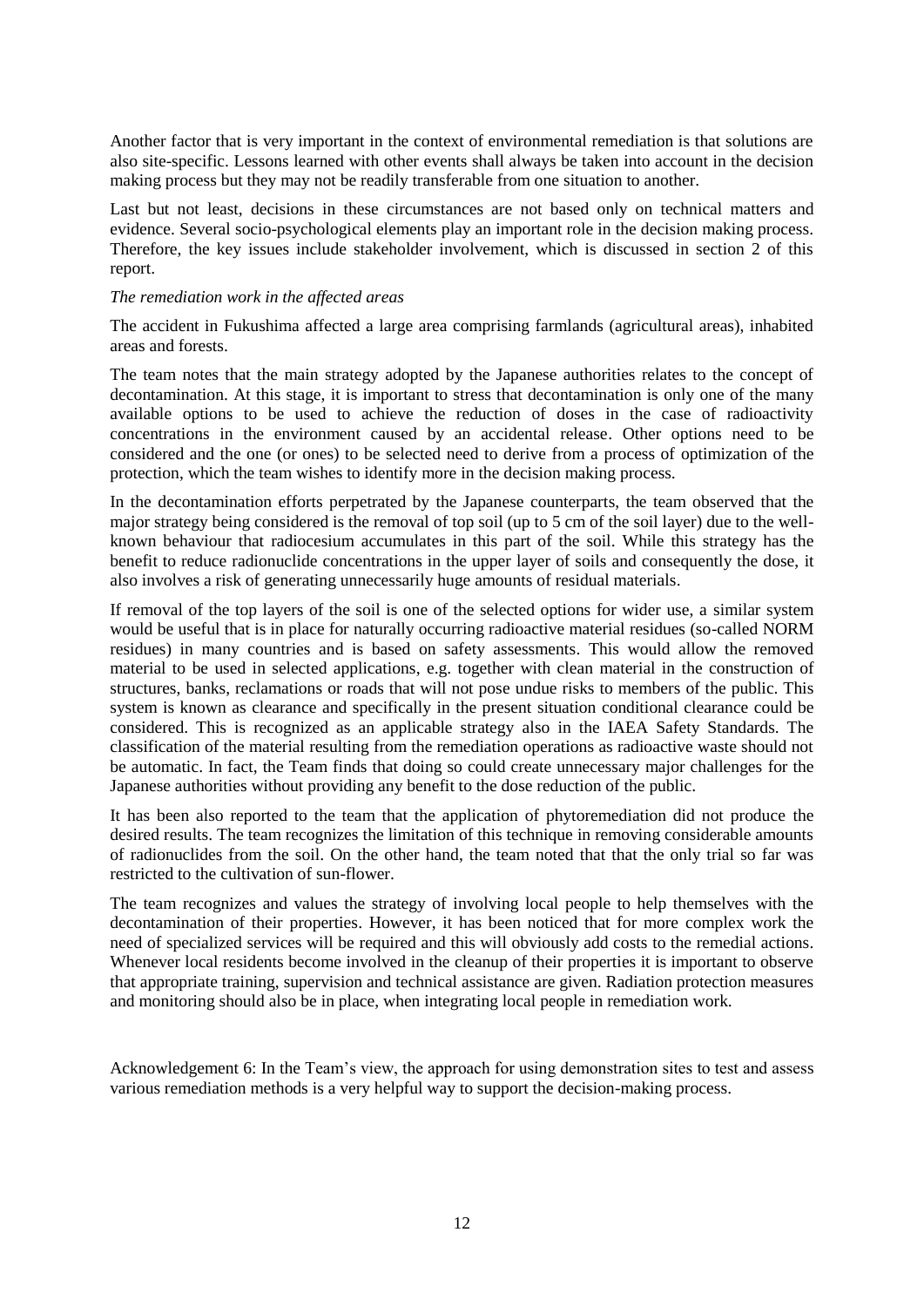Another factor that is very important in the context of environmental remediation is that solutions are also site-specific. Lessons learned with other events shall always be taken into account in the decision making process but they may not be readily transferable from one situation to another.

Last but not least, decisions in these circumstances are not based only on technical matters and evidence. Several socio-psychological elements play an important role in the decision making process. Therefore, the key issues include stakeholder involvement, which is discussed in section 2 of this report.

*The remediation work in the affected areas*

The accident in Fukushima affected a large area comprising farmlands (agricultural areas), inhabited areas and forests.

The team notes that the main strategy adopted by the Japanese authorities relates to the concept of decontamination. At this stage, it is important to stress that decontamination is only one of the many available options to be used to achieve the reduction of doses in the case of radioactivity concentrations in the environment caused by an accidental release. Other options need to be considered and the one (or ones) to be selected need to derive from a process of optimization of the protection, which the team wishes to identify more in the decision making process.

In the decontamination efforts perpetrated by the Japanese counterparts, the team observed that the major strategy being considered is the removal of top soil (up to 5 cm of the soil layer) due to the well-known behaviour that radiocesium accumulates in this part of the soil. While this strategy has the benefit to reduce radionuclide concentrations in the upper layer of soils and consequently the dose, it also involves a risk of generating unnecessarily huge amounts of residual materials.

If removal of the top layers of the soil is one of the selected options for wider use, a similar system would be useful that is in place for naturally occurring radioactive material residues (so-called NORM residues) in many countries and is based on safety assessments. This would allow the removed material to be used in selected applications, e.g. together with clean material in the construction of structures, banks, reclamations or roads that will not pose undue risks to members of the public. This system is known as clearance and specifically in the present situation conditional clearance could be considered. This is recognized as an applicable strategy also in the IAEA Safety Standards. The classification of the material resulting from the remediation operations as radioactive waste should not be automatic. In fact, the Team finds that doing so could create unnecessary major challenges for the Japanese authorities without providing any benefit to the dose reduction of the public.

It has been also reported to the team that the application of phytoremediation did not produce the desired results. The team recognizes the limitation of this technique in removing considerable amounts of radionuclides from the soil. On the other hand, the team noted that that the only trial so far was restricted to the cultivation of sun-flower.

The team recognizes and values the strategy of involving local people to help themselves with the decontamination of their properties. However, it has been noticed that for more complex work the need of specialized services will be required and this will obviously add costs to the remedial actions. Whenever local residents become involved in the cleanup of their properties it is important to observe that appropriate training, supervision and technical assistance are given. Radiation protection measures and monitoring should also be in place, when integrating local people in remediation work.

Acknowledgement 6: In the Team's view, the approach for using demonstration sites to test and assess various remediation methods is a very helpful way to support the decision-making process.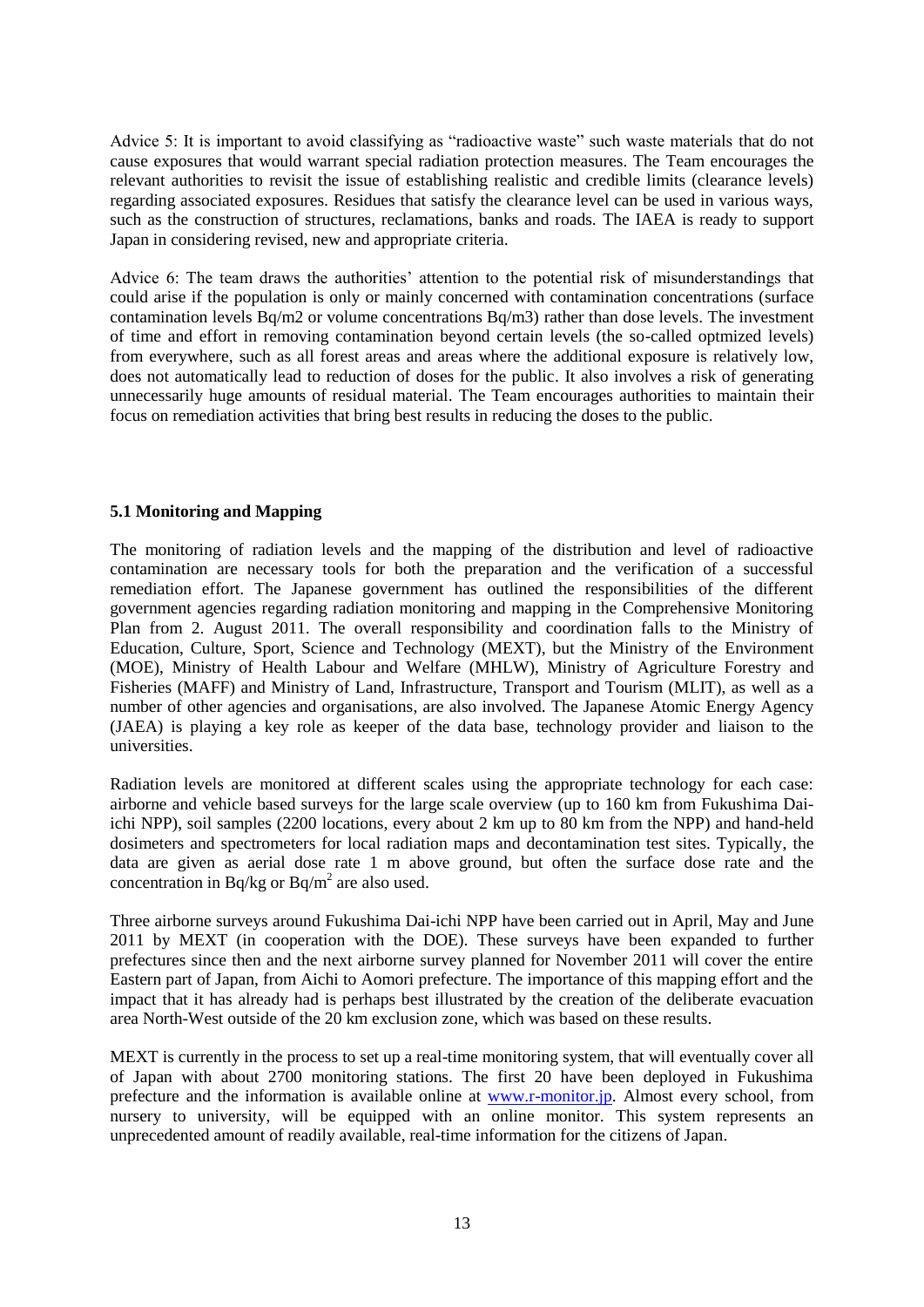Advice 5: It is important to avoid classifying as "radioactive waste" such waste materials that do not cause exposures that would warrant special radiation protection measures. The Team encourages the relevant authorities to revisit the issue of establishing realistic and credible limits (clearance levels) regarding associated exposures. Residues that satisfy the clearance level can be used in various ways, such as the construction of structures, reclamations, banks and roads. The IAEA is ready to support Japan in considering revised, new and appropriate criteria.

Advice 6: The team draws the authorities' attention to the potential risk of misunderstandings that could arise if the population is only or mainly concerned with contamination concentrations (surface contamination levels Bq/m2 or volume concentrations Bq/m3) rather than dose levels. The investment of time and effort in removing contamination beyond certain levels (the so-called optmized levels) from everywhere, such as all forest areas and areas where the additional exposure is relatively low, does not automatically lead to reduction of doses for the public. It also involves a risk of generating unnecessarily huge amounts of residual material. The Team encourages authorities to maintain their focus on remediation activities that bring best results in reducing the doses to the public.

### 5.1 Monitoring and Mapping

The monitoring of radiation levels and the mapping of the distribution and level of radioactive contamination are necessary tools for both the preparation and the verification of a successful remediation effort. The Japanese government has outlined the responsibilities of the different government agencies regarding radiation monitoring and mapping in the Comprehensive Monitoring Plan from 2. August 2011. The overall responsibility and coordination falls to the Ministry of Education, Culture, Sport, Science and Technology (MEXT), but the Ministry of the Environment (MOE), Ministry of Health Labour and Welfare (MHLW), Ministry of Agriculture Forestry and Fisheries (MAFF) and Ministry of Land, Infrastructure, Transport and Tourism (MLIT), as well as a number of other agencies and organisations, are also involved. The Japanese Atomic Energy Agency (JAEA) is playing a key role as keeper of the data base, technology provider and liaison to the universities.

Radiation levels are monitored at different scales using the appropriate technology for each case: airborne and vehicle based surveys for the large scale overview (up to 160 km from Fukushima Dai-ichi NPP), soil samples (2200 locations, every about 2 km up to 80 km from the NPP) and hand-held dosimeters and spectrometers for local radiation maps and decontamination test sites. Typically, the data are given as aerial dose rate 1 m above ground, but often the surface dose rate and the concentration in Bq/kg or Bq/m$^2$ are also used.

Three airborne surveys around Fukushima Dai-ichi NPP have been carried out in April, May and June 2011 by MEXT (in cooperation with the DOE). These surveys have been expanded to further prefectures since then and the next airborne survey planned for November 2011 will cover the entire Eastern part of Japan, from Aichi to Aomori prefecture. The importance of this mapping effort and the impact that it has already had is perhaps best illustrated by the creation of the deliberate evacuation area North-West outside of the 20 km exclusion zone, which was based on these results.

MEXT is currently in the process to set up a real-time monitoring system, that will eventually cover all of Japan with about 2700 monitoring stations. The first 20 have been deployed in Fukushima prefecture and the information is available online at www.r-monitor.jp. Almost every school, from nursery to university, will be equipped with an online monitor. This system represents an unprecedented amount of readily available, real-time information for the citizens of Japan.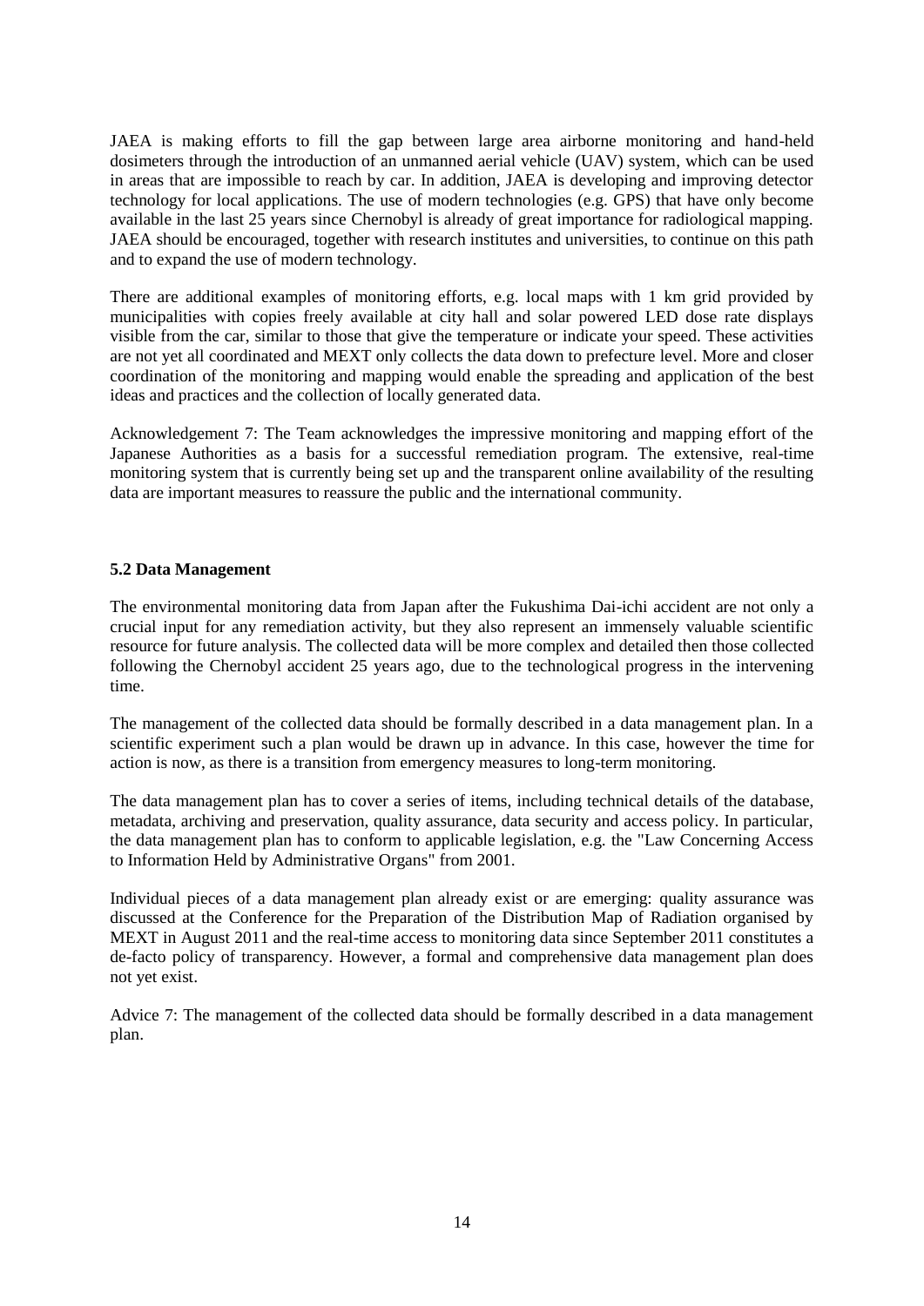JAEA is making efforts to fill the gap between large area airborne monitoring and hand-held dosimeters through the introduction of an unmanned aerial vehicle (UAV) system, which can be used in areas that are impossible to reach by car. In addition, JAEA is developing and improving detector technology for local applications. The use of modern technologies (e.g. GPS) that have only become available in the last 25 years since Chernobyl is already of great importance for radiological mapping. JAEA should be encouraged, together with research institutes and universities, to continue on this path and to expand the use of modern technology.

There are additional examples of monitoring efforts, e.g. local maps with 1 km grid provided by municipalities with copies freely available at city hall and solar powered LED dose rate displays visible from the car, similar to those that give the temperature or indicate your speed. These activities are not yet all coordinated and MEXT only collects the data down to prefecture level. More and closer coordination of the monitoring and mapping would enable the spreading and application of the best ideas and practices and the collection of locally generated data.

Acknowledgement 7: The Team acknowledges the impressive monitoring and mapping effort of the Japanese Authorities as a basis for a successful remediation program. The extensive, real-time monitoring system that is currently being set up and the transparent online availability of the resulting data are important measures to reassure the public and the international community.

### 5.2 Data Management

The environmental monitoring data from Japan after the Fukushima Dai-ichi accident are not only a crucial input for any remediation activity, but they also represent an immensely valuable scientific resource for future analysis. The collected data will be more complex and detailed then those collected following the Chernobyl accident 25 years ago, due to the technological progress in the intervening time.

The management of the collected data should be formally described in a data management plan. In a scientific experiment such a plan would be drawn up in advance. In this case, however the time for action is now, as there is a transition from emergency measures to long-term monitoring.

The data management plan has to cover a series of items, including technical details of the database, metadata, archiving and preservation, quality assurance, data security and access policy. In particular, the data management plan has to conform to applicable legislation, e.g. the "Law Concerning Access to Information Held by Administrative Organs" from 2001.

Individual pieces of a data management plan already exist or are emerging: quality assurance was discussed at the Conference for the Preparation of the Distribution Map of Radiation organised by MEXT in August 2011 and the real-time access to monitoring data since September 2011 constitutes a de-facto policy of transparency. However, a formal and comprehensive data management plan does not yet exist.

Advice 7: The management of the collected data should be formally described in a data management plan.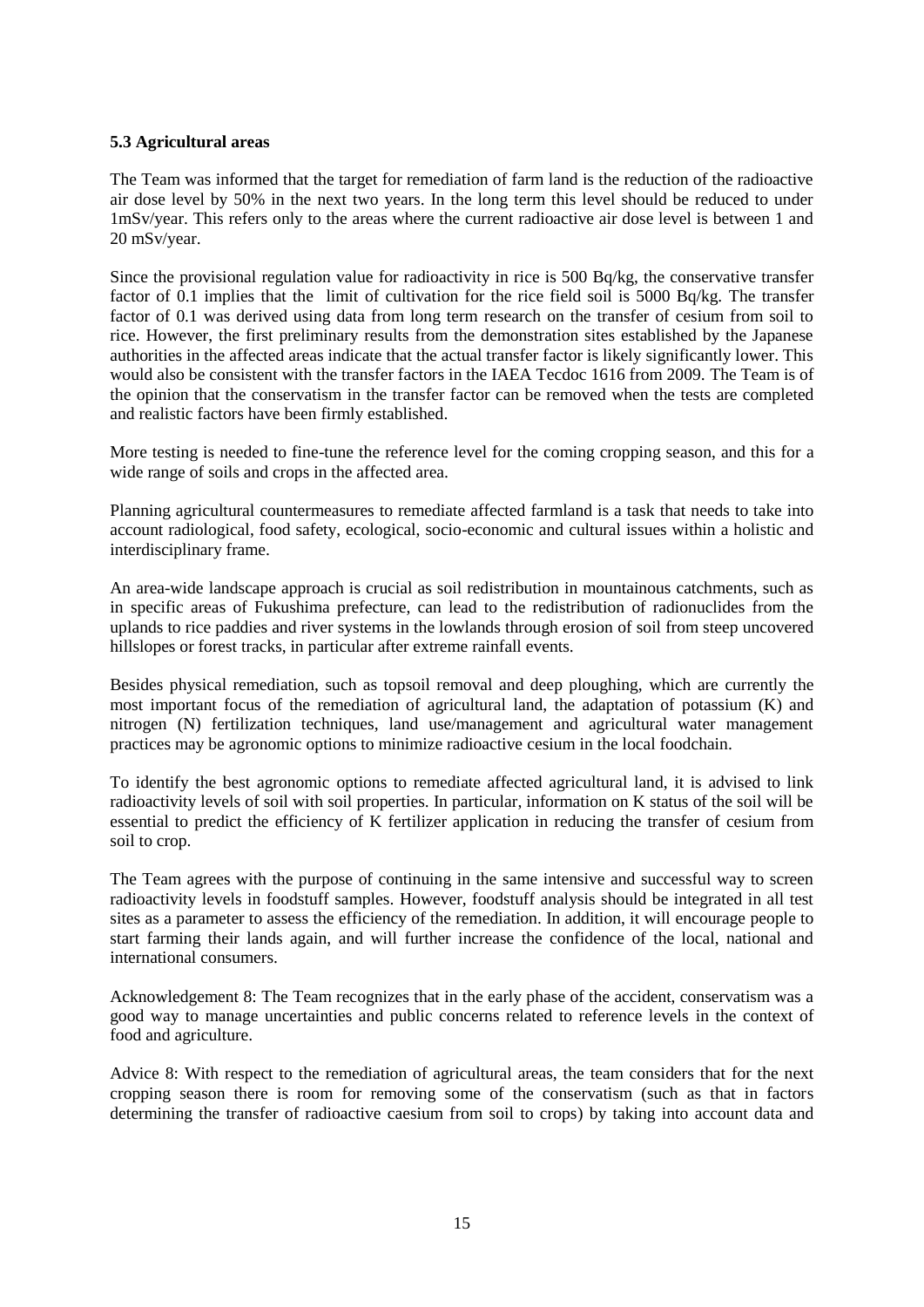**5.3 Agricultural areas**

The Team was informed that the target for remediation of farm land is the reduction of the radioactive air dose level by 50% in the next two years. In the long term this level should be reduced to under 1mSv/year. This refers only to the areas where the current radioactive air dose level is between 1 and 20 mSv/year.

Since the provisional regulation value for radioactivity in rice is 500 Bq/kg, the conservative transfer factor of 0.1 implies that the limit of cultivation for the rice field soil is 5000 Bq/kg. The transfer factor of 0.1 was derived using data from long term research on the transfer of cesium from soil to rice. However, the first preliminary results from the demonstration sites established by the Japanese authorities in the affected areas indicate that the actual transfer factor is likely significantly lower. This would also be consistent with the transfer factors in the IAEA Tecdoc 1616 from 2009. The Team is of the opinion that the conservatism in the transfer factor can be removed when the tests are completed and realistic factors have been firmly established.

More testing is needed to fine-tune the reference level for the coming cropping season, and this for a wide range of soils and crops in the affected area.

Planning agricultural countermeasures to remediate affected farmland is a task that needs to take into account radiological, food safety, ecological, socio-economic and cultural issues within a holistic and interdisciplinary frame.

An area-wide landscape approach is crucial as soil redistribution in mountainous catchments, such as in specific areas of Fukushima prefecture, can lead to the redistribution of radionuclides from the uplands to rice paddies and river systems in the lowlands through erosion of soil from steep uncovered hillslopes or forest tracks, in particular after extreme rainfall events.

Besides physical remediation, such as topsoil removal and deep ploughing, which are currently the most important focus of the remediation of agricultural land, the adaptation of potassium (K) and nitrogen (N) fertilization techniques, land use/management and agricultural water management practices may be agronomic options to minimize radioactive cesium in the local foodchain.

To identify the best agronomic options to remediate affected agricultural land, it is advised to link radioactivity levels of soil with soil properties. In particular, information on K status of the soil will be essential to predict the efficiency of K fertilizer application in reducing the transfer of cesium from soil to crop.

The Team agrees with the purpose of continuing in the same intensive and successful way to screen radioactivity levels in foodstuff samples. However, foodstuff analysis should be integrated in all test sites as a parameter to assess the efficiency of the remediation. In addition, it will encourage people to start farming their lands again, and will further increase the confidence of the local, national and international consumers.

Acknowledgement 8: The Team recognizes that in the early phase of the accident, conservatism was a good way to manage uncertainties and public concerns related to reference levels in the context of food and agriculture.

Advice 8: With respect to the remediation of agricultural areas, the team considers that for the next cropping season there is room for removing some of the conservatism (such as that in factors determining the transfer of radioactive caesium from soil to crops) by taking into account data and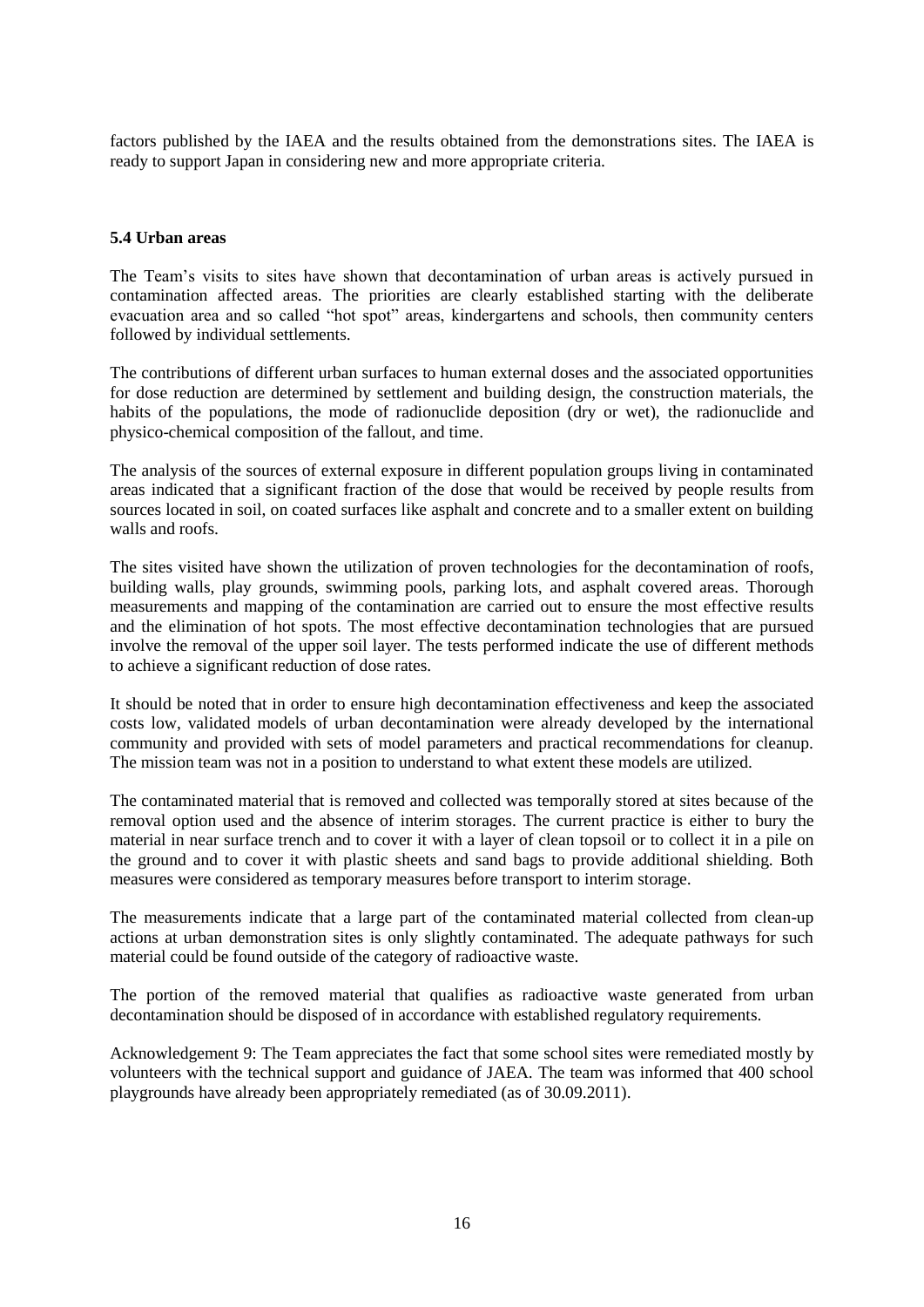factors published by the IAEA and the results obtained from the demonstrations sites. The IAEA is ready to support Japan in considering new and more appropriate criteria.

### 5.4 Urban areas

The Team's visits to sites have shown that decontamination of urban areas is actively pursued in contamination affected areas. The priorities are clearly established starting with the deliberate evacuation area and so called "hot spot" areas, kindergartens and schools, then community centers followed by individual settlements.

The contributions of different urban surfaces to human external doses and the associated opportunities for dose reduction are determined by settlement and building design, the construction materials, the habits of the populations, the mode of radionuclide deposition (dry or wet), the radionuclide and physico-chemical composition of the fallout, and time.

The analysis of the sources of external exposure in different population groups living in contaminated areas indicated that a significant fraction of the dose that would be received by people results from sources located in soil, on coated surfaces like asphalt and concrete and to a smaller extent on building walls and roofs.

The sites visited have shown the utilization of proven technologies for the decontamination of roofs, building walls, play grounds, swimming pools, parking lots, and asphalt covered areas. Thorough measurements and mapping of the contamination are carried out to ensure the most effective results and the elimination of hot spots. The most effective decontamination technologies that are pursued involve the removal of the upper soil layer. The tests performed indicate the use of different methods to achieve a significant reduction of dose rates.

It should be noted that in order to ensure high decontamination effectiveness and keep the associated costs low, validated models of urban decontamination were already developed by the international community and provided with sets of model parameters and practical recommendations for cleanup. The mission team was not in a position to understand to what extent these models are utilized.

The contaminated material that is removed and collected was temporally stored at sites because of the removal option used and the absence of interim storages. The current practice is either to bury the material in near surface trench and to cover it with a layer of clean topsoil or to collect it in a pile on the ground and to cover it with plastic sheets and sand bags to provide additional shielding. Both measures were considered as temporary measures before transport to interim storage.

The measurements indicate that a large part of the contaminated material collected from clean-up actions at urban demonstration sites is only slightly contaminated. The adequate pathways for such material could be found outside of the category of radioactive waste.

The portion of the removed material that qualifies as radioactive waste generated from urban decontamination should be disposed of in accordance with established regulatory requirements.

Acknowledgement 9: The Team appreciates the fact that some school sites were remediated mostly by volunteers with the technical support and guidance of JAEA. The team was informed that 400 school playgrounds have already been appropriately remediated (as of 30.09.2011).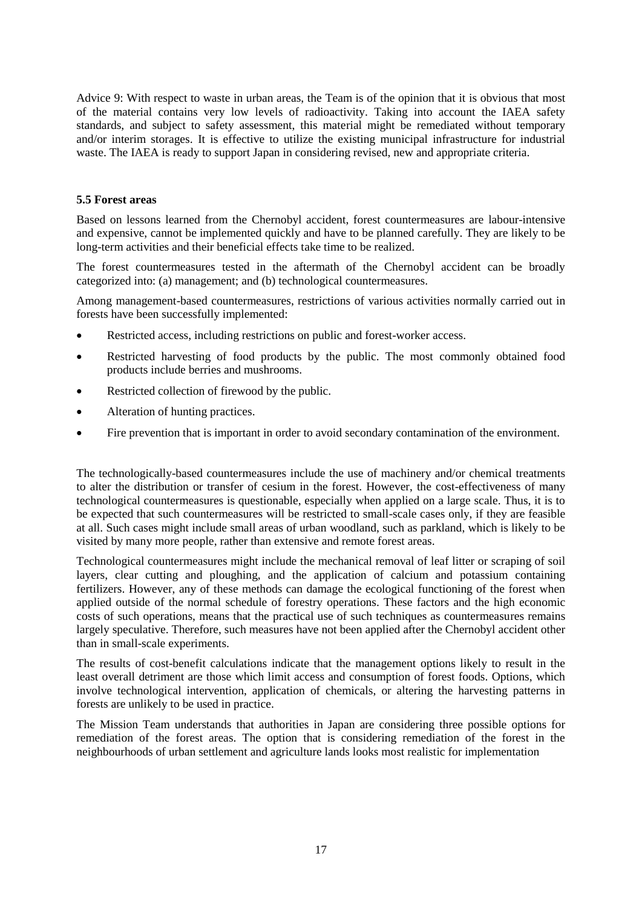Advice 9: With respect to waste in urban areas, the Team is of the opinion that it is obvious that most of the material contains very low levels of radioactivity. Taking into account the IAEA safety standards, and subject to safety assessment, this material might be remediated without temporary and/or interim storages. It is effective to utilize the existing municipal infrastructure for industrial waste. The IAEA is ready to support Japan in considering revised, new and appropriate criteria.

### 5.5 Forest areas

Based on lessons learned from the Chernobyl accident, forest countermeasures are labour-intensive and expensive, cannot be implemented quickly and have to be planned carefully. They are likely to be long-term activities and their beneficial effects take time to be realized.

The forest countermeasures tested in the aftermath of the Chernobyl accident can be broadly categorized into: (a) management; and (b) technological countermeasures.

Among management-based countermeasures, restrictions of various activities normally carried out in forests have been successfully implemented:

- Restricted access, including restrictions on public and forest-worker access.
- Restricted harvesting of food products by the public. The most commonly obtained food products include berries and mushrooms.
- Restricted collection of firewood by the public.
- Alteration of hunting practices.
- Fire prevention that is important in order to avoid secondary contamination of the environment.

The technologically-based countermeasures include the use of machinery and/or chemical treatments to alter the distribution or transfer of cesium in the forest. However, the cost-effectiveness of many technological countermeasures is questionable, especially when applied on a large scale. Thus, it is to be expected that such countermeasures will be restricted to small-scale cases only, if they are feasible at all. Such cases might include small areas of urban woodland, such as parkland, which is likely to be visited by many more people, rather than extensive and remote forest areas.

Technological countermeasures might include the mechanical removal of leaf litter or scraping of soil layers, clear cutting and ploughing, and the application of calcium and potassium containing fertilizers. However, any of these methods can damage the ecological functioning of the forest when applied outside of the normal schedule of forestry operations. These factors and the high economic costs of such operations, means that the practical use of such techniques as countermeasures remains largely speculative. Therefore, such measures have not been applied after the Chernobyl accident other than in small-scale experiments.

The results of cost-benefit calculations indicate that the management options likely to result in the least overall detriment are those which limit access and consumption of forest foods. Options, which involve technological intervention, application of chemicals, or altering the harvesting patterns in forests are unlikely to be used in practice.

The Mission Team understands that authorities in Japan are considering three possible options for remediation of the forest areas. The option that is considering remediation of the forest in the neighbourhoods of urban settlement and agriculture lands looks most realistic for implementation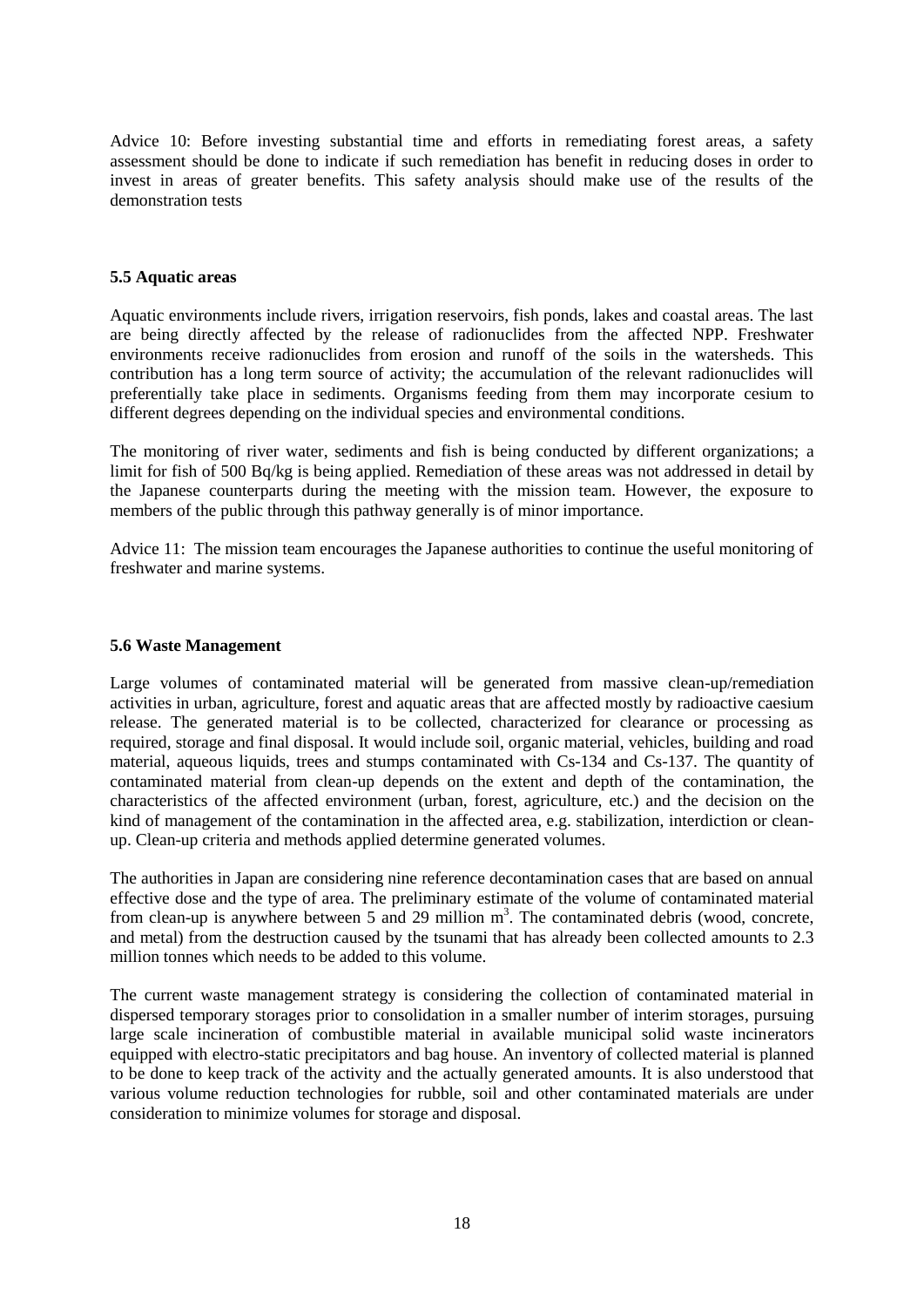Advice 10: Before investing substantial time and efforts in remediating forest areas, a safety assessment should be done to indicate if such remediation has benefit in reducing doses in order to invest in areas of greater benefits. This safety analysis should make use of the results of the demonstration tests

### 5.5 Aquatic areas

Aquatic environments include rivers, irrigation reservoirs, fish ponds, lakes and coastal areas. The last are being directly affected by the release of radionuclides from the affected NPP. Freshwater environments receive radionuclides from erosion and runoff of the soils in the watersheds. This contribution has a long term source of activity; the accumulation of the relevant radionuclides will preferentially take place in sediments. Organisms feeding from them may incorporate cesium to different degrees depending on the individual species and environmental conditions.

The monitoring of river water, sediments and fish is being conducted by different organizations; a limit for fish of 500 Bq/kg is being applied. Remediation of these areas was not addressed in detail by the Japanese counterparts during the meeting with the mission team. However, the exposure to members of the public through this pathway generally is of minor importance.

Advice 11: The mission team encourages the Japanese authorities to continue the useful monitoring of freshwater and marine systems.

### 5.6 Waste Management

Large volumes of contaminated material will be generated from massive clean-up/remediation activities in urban, agriculture, forest and aquatic areas that are affected mostly by radioactive caesium release. The generated material is to be collected, characterized for clearance or processing as required, storage and final disposal. It would include soil, organic material, vehicles, building and road material, aqueous liquids, trees and stumps contaminated with Cs-134 and Cs-137. The quantity of contaminated material from clean-up depends on the extent and depth of the contamination, the characteristics of the affected environment (urban, forest, agriculture, etc.) and the decision on the kind of management of the contamination in the affected area, e.g. stabilization, interdiction or clean-up. Clean-up criteria and methods applied determine generated volumes.

The authorities in Japan are considering nine reference decontamination cases that are based on annual effective dose and the type of area. The preliminary estimate of the volume of contaminated material from clean-up is anywhere between 5 and 29 million $m^3$. The contaminated debris (wood, concrete, and metal) from the destruction caused by the tsunami that has already been collected amounts to 2.3 million tonnes which needs to be added to this volume.

The current waste management strategy is considering the collection of contaminated material in dispersed temporary storages prior to consolidation in a smaller number of interim storages, pursuing large scale incineration of combustible material in available municipal solid waste incinerators equipped with electro-static precipitators and bag house. An inventory of collected material is planned to be done to keep track of the activity and the actually generated amounts. It is also understood that various volume reduction technologies for rubble, soil and other contaminated materials are under consideration to minimize volumes for storage and disposal.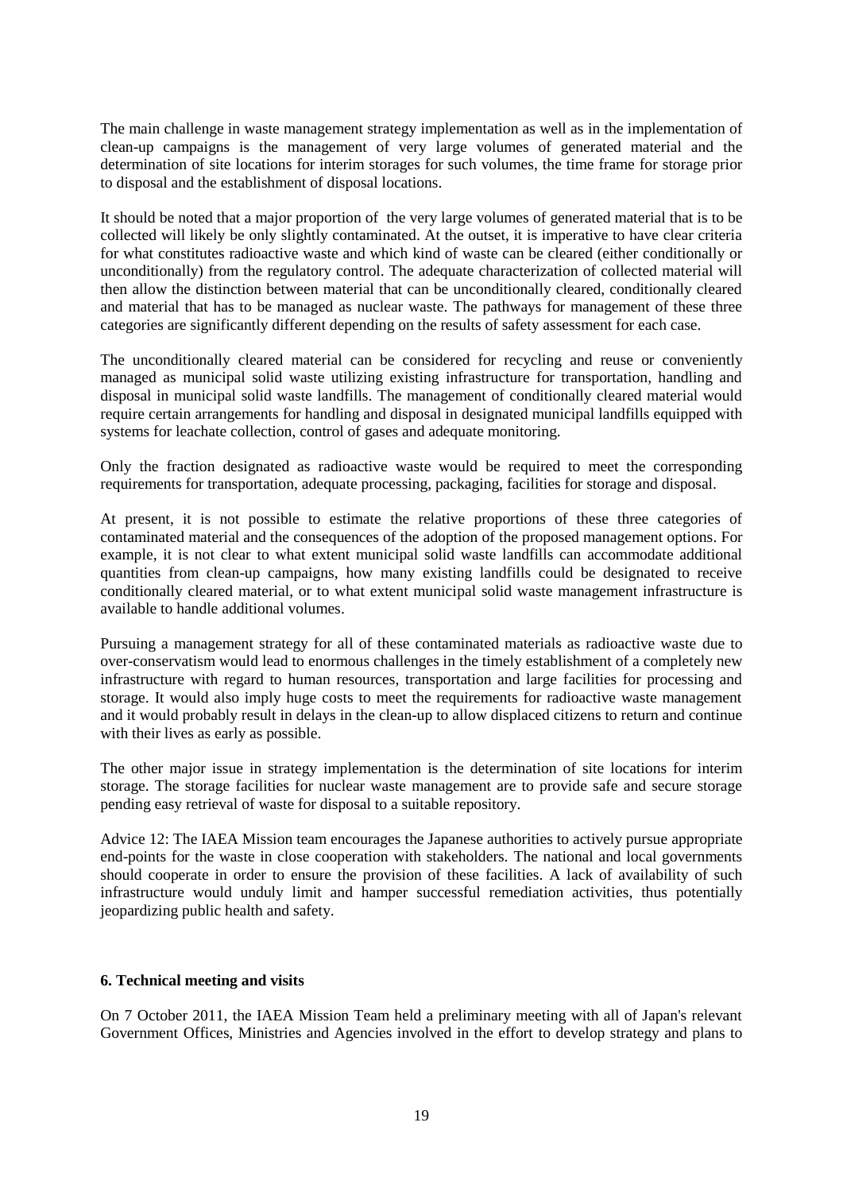The main challenge in waste management strategy implementation as well as in the implementation of clean-up campaigns is the management of very large volumes of generated material and the determination of site locations for interim storages for such volumes, the time frame for storage prior to disposal and the establishment of disposal locations.

It should be noted that a major proportion of the very large volumes of generated material that is to be collected will likely be only slightly contaminated. At the outset, it is imperative to have clear criteria for what constitutes radioactive waste and which kind of waste can be cleared (either conditionally or unconditionally) from the regulatory control. The adequate characterization of collected material will then allow the distinction between material that can be unconditionally cleared, conditionally cleared and material that has to be managed as nuclear waste. The pathways for management of these three categories are significantly different depending on the results of safety assessment for each case.

The unconditionally cleared material can be considered for recycling and reuse or conveniently managed as municipal solid waste utilizing existing infrastructure for transportation, handling and disposal in municipal solid waste landfills. The management of conditionally cleared material would require certain arrangements for handling and disposal in designated municipal landfills equipped with systems for leachate collection, control of gases and adequate monitoring.

Only the fraction designated as radioactive waste would be required to meet the corresponding requirements for transportation, adequate processing, packaging, facilities for storage and disposal.

At present, it is not possible to estimate the relative proportions of these three categories of contaminated material and the consequences of the adoption of the proposed management options. For example, it is not clear to what extent municipal solid waste landfills can accommodate additional quantities from clean-up campaigns, how many existing landfills could be designated to receive conditionally cleared material, or to what extent municipal solid waste management infrastructure is available to handle additional volumes.

Pursuing a management strategy for all of these contaminated materials as radioactive waste due to over-conservatism would lead to enormous challenges in the timely establishment of a completely new infrastructure with regard to human resources, transportation and large facilities for processing and storage. It would also imply huge costs to meet the requirements for radioactive waste management and it would probably result in delays in the clean-up to allow displaced citizens to return and continue with their lives as early as possible.

The other major issue in strategy implementation is the determination of site locations for interim storage. The storage facilities for nuclear waste management are to provide safe and secure storage pending easy retrieval of waste for disposal to a suitable repository.

Advice 12: The IAEA Mission team encourages the Japanese authorities to actively pursue appropriate end-points for the waste in close cooperation with stakeholders. The national and local governments should cooperate in order to ensure the provision of these facilities. A lack of availability of such infrastructure would unduly limit and hamper successful remediation activities, thus potentially jeopardizing public health and safety.

## 6. Technical meeting and visits

On 7 October 2011, the IAEA Mission Team held a preliminary meeting with all of Japan's relevant Government Offices, Ministries and Agencies involved in the effort to develop strategy and plans to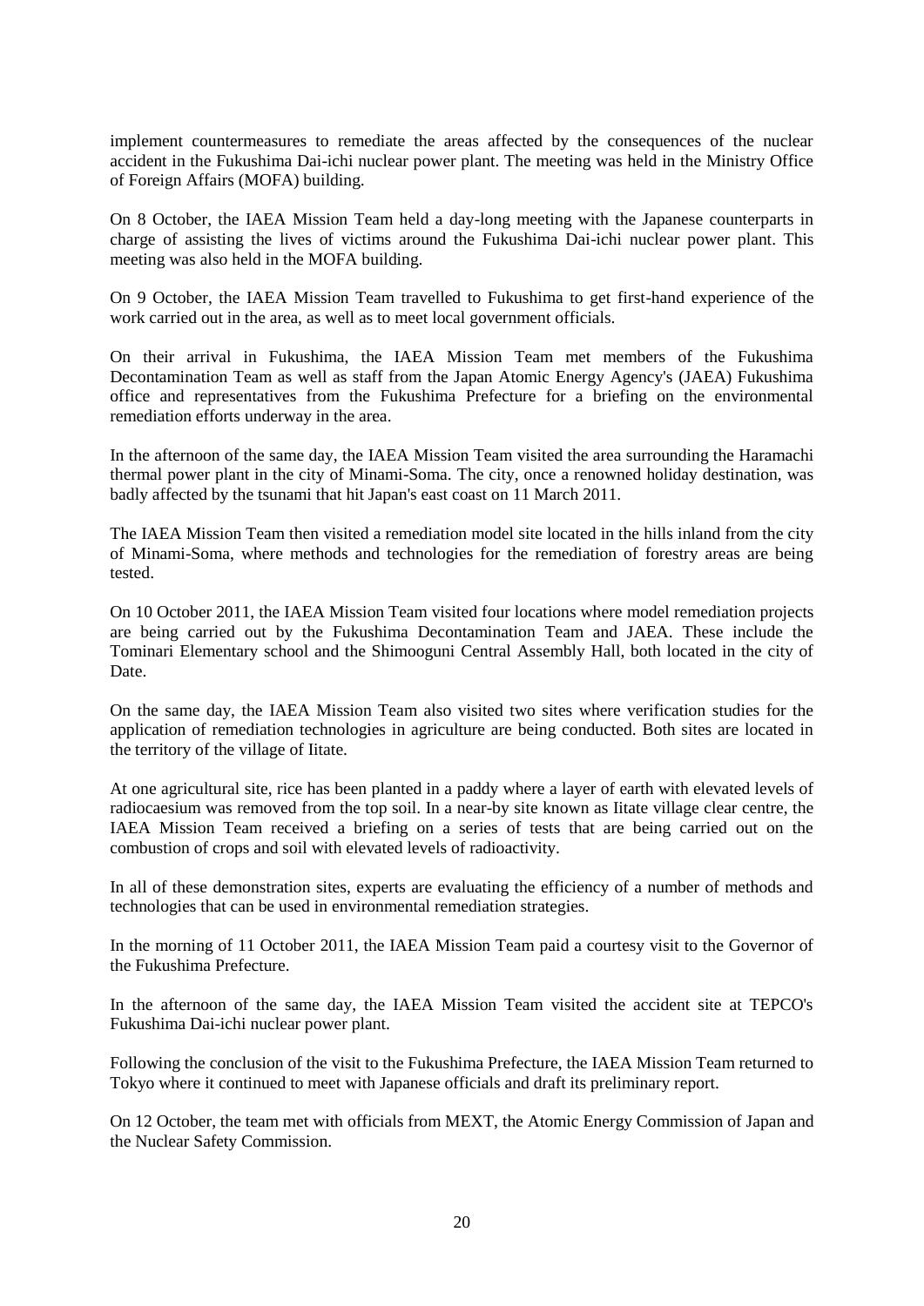implement countermeasures to remediate the areas affected by the consequences of the nuclear accident in the Fukushima Dai-ichi nuclear power plant. The meeting was held in the Ministry Office of Foreign Affairs (MOFA) building.

On 8 October, the IAEA Mission Team held a day-long meeting with the Japanese counterparts in charge of assisting the lives of victims around the Fukushima Dai-ichi nuclear power plant. This meeting was also held in the MOFA building.

On 9 October, the IAEA Mission Team travelled to Fukushima to get first-hand experience of the work carried out in the area, as well as to meet local government officials.

On their arrival in Fukushima, the IAEA Mission Team met members of the Fukushima Decontamination Team as well as staff from the Japan Atomic Energy Agency's (JAEA) Fukushima office and representatives from the Fukushima Prefecture for a briefing on the environmental remediation efforts underway in the area.

In the afternoon of the same day, the IAEA Mission Team visited the area surrounding the Haramachi thermal power plant in the city of Minami-Soma. The city, once a renowned holiday destination, was badly affected by the tsunami that hit Japan's east coast on 11 March 2011.

The IAEA Mission Team then visited a remediation model site located in the hills inland from the city of Minami-Soma, where methods and technologies for the remediation of forestry areas are being tested.

On 10 October 2011, the IAEA Mission Team visited four locations where model remediation projects are being carried out by the Fukushima Decontamination Team and JAEA. These include the Tominari Elementary school and the Shimooguni Central Assembly Hall, both located in the city of Date.

On the same day, the IAEA Mission Team also visited two sites where verification studies for the application of remediation technologies in agriculture are being conducted. Both sites are located in the territory of the village of Iitate.

At one agricultural site, rice has been planted in a paddy where a layer of earth with elevated levels of radiocaesium was removed from the top soil. In a near-by site known as Iitate village clear centre, the IAEA Mission Team received a briefing on a series of tests that are being carried out on the combustion of crops and soil with elevated levels of radioactivity.

In all of these demonstration sites, experts are evaluating the efficiency of a number of methods and technologies that can be used in environmental remediation strategies.

In the morning of 11 October 2011, the IAEA Mission Team paid a courtesy visit to the Governor of the Fukushima Prefecture.

In the afternoon of the same day, the IAEA Mission Team visited the accident site at TEPCO's Fukushima Dai-ichi nuclear power plant.

Following the conclusion of the visit to the Fukushima Prefecture, the IAEA Mission Team returned to Tokyo where it continued to meet with Japanese officials and draft its preliminary report.

On 12 October, the team met with officials from MEXT, the Atomic Energy Commission of Japan and the Nuclear Safety Commission.